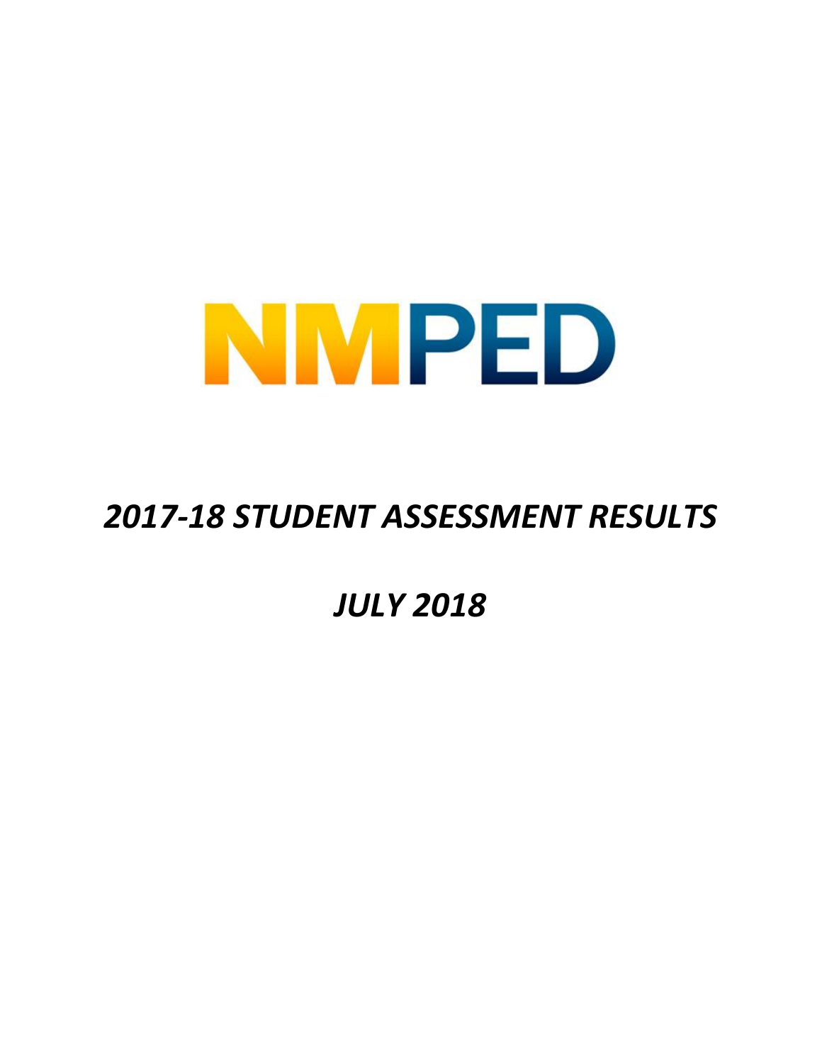NMPED

# *2017-18 STUDENT ASSESSMENT RESULTS*

## *JULY 2018*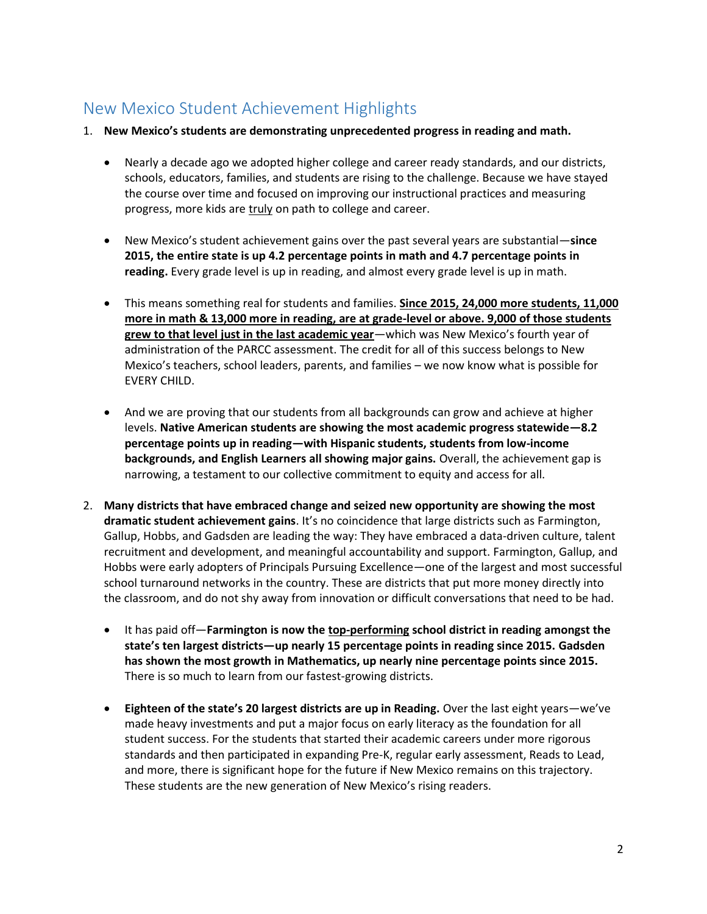## New Mexico Student Achievement Highlights

1. **New Mexico's students are demonstrating unprecedented progress in reading and math.**

    - Nearly a decade ago we adopted higher college and career ready standards, and our districts, schools, educators, families, and students are rising to the challenge. Because we have stayed the course over time and focused on improving our instructional practices and measuring progress, more kids are <u>truly</u> on path to college and career.

    - New Mexico's student achievement gains over the past several years are substantial—**since 2015, the entire state is up 4.2 percentage points in math and 4.7 percentage points in reading.** Every grade level is up in reading, and almost every grade level is up in math.

    - This means something real for students and families. **<u>Since 2015, 24,000 more students, 11,000 more in math & 13,000 more in reading, are at grade-level or above. 9,000 of those students grew to that level just in the last academic year</u>**—which was New Mexico's fourth year of administration of the PARCC assessment. The credit for all of this success belongs to New Mexico's teachers, school leaders, parents, and families – we now know what is possible for EVERY CHILD.

    - And we are proving that our students from all backgrounds can grow and achieve at higher levels. **Native American students are showing the most academic progress statewide—8.2 percentage points up in reading—with Hispanic students, students from low-income backgrounds, and English Learners all showing major gains.** Overall, the achievement gap is narrowing, a testament to our collective commitment to equity and access for all.

2. **Many districts that have embraced change and seized new opportunity are showing the most dramatic student achievement gains**. It's no coincidence that large districts such as Farmington, Gallup, Hobbs, and Gadsden are leading the way: They have embraced a data-driven culture, talent recruitment and development, and meaningful accountability and support. Farmington, Gallup, and Hobbs were early adopters of Principals Pursuing Excellence—one of the largest and most successful school turnaround networks in the country. These are districts that put more money directly into the classroom, and do not shy away from innovation or difficult conversations that need to be had.

    - It has paid off—**Farmington is now the <u>top-performing</u> school district in reading amongst the state's ten largest districts—up nearly 15 percentage points in reading since 2015. Gadsden has shown the most growth in Mathematics, up nearly nine percentage points since 2015.** There is so much to learn from our fastest-growing districts.

    - **Eighteen of the state's 20 largest districts are up in Reading.** Over the last eight years—we've made heavy investments and put a major focus on early literacy as the foundation for all student success. For the students that started their academic careers under more rigorous standards and then participated in expanding Pre-K, regular early assessment, Reads to Lead, and more, there is significant hope for the future if New Mexico remains on this trajectory. These students are the new generation of New Mexico's rising readers.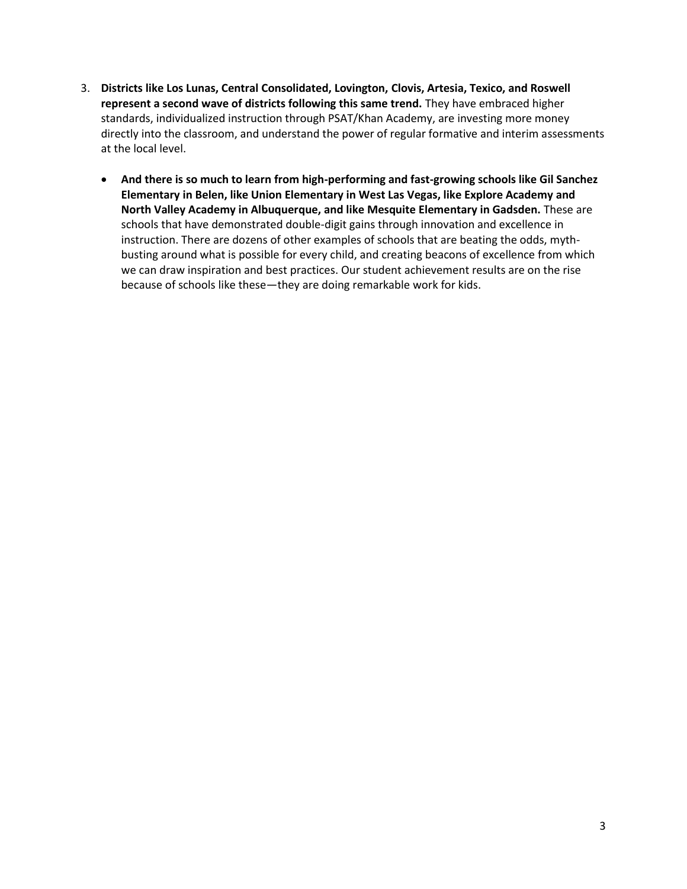3. **Districts like Los Lunas, Central Consolidated, Lovington, Clovis, Artesia, Texico, and Roswell represent a second wave of districts following this same trend.** They have embraced higher standards, individualized instruction through PSAT/Khan Academy, are investing more money directly into the classroom, and understand the power of regular formative and interim assessments at the local level.

    - **And there is so much to learn from high-performing and fast-growing schools like Gil Sanchez Elementary in Belen, like Union Elementary in West Las Vegas, like Explore Academy and North Valley Academy in Albuquerque, and like Mesquite Elementary in Gadsden.** These are schools that have demonstrated double-digit gains through innovation and excellence in instruction. There are dozens of other examples of schools that are beating the odds, myth-busting around what is possible for every child, and creating beacons of excellence from which we can draw inspiration and best practices. Our student achievement results are on the rise because of schools like these—they are doing remarkable work for kids.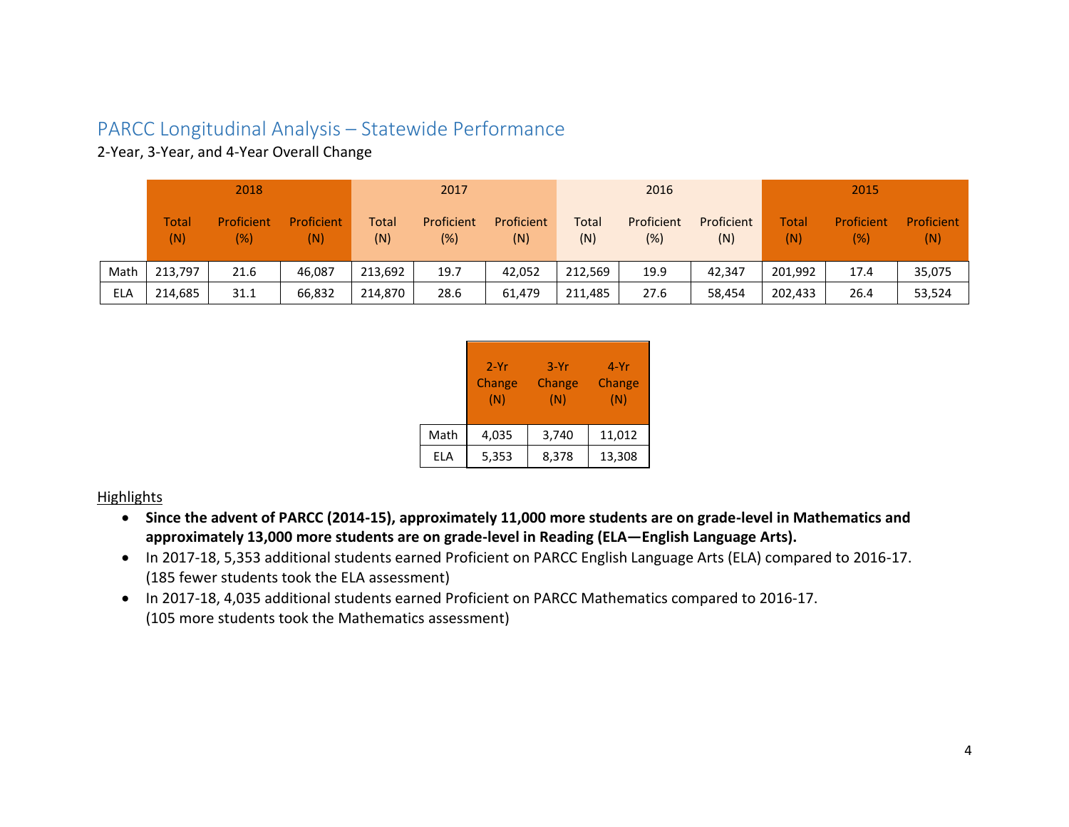## PARCC Longitudinal Analysis – Statewide Performance

2-Year, 3-Year, and 4-Year Overall Change

| | 2018 | | | 2017 | | | 2016 | | | 2015 | | |
|---|---|---|---|---|---|---|---|---|---|---|---|---|
| | Total (N) | Proficient (%) | Proficient (N) | Total (N) | Proficient (%) | Proficient (N) | Total (N) | Proficient (%) | Proficient (N) | Total (N) | Proficient (%) | Proficient (N) |
| Math | 213,797 | 21.6 | 46,087 | 213,692 | 19.7 | 42,052 | 212,569 | 19.9 | 42,347 | 201,992 | 17.4 | 35,075 |
| ELA | 214,685 | 31.1 | 66,832 | 214,870 | 28.6 | 61,479 | 211,485 | 27.6 | 58,454 | 202,433 | 26.4 | 53,524 |

| | 2-Yr Change (N) | 3-Yr Change (N) | 4-Yr Change (N) |
|---|---|---|---|
| Math | 4,035 | 3,740 | 11,012 |
| ELA | 5,353 | 8,378 | 13,308 |

Highlights

- **Since the advent of PARCC (2014-15), approximately 11,000 more students are on grade-level in Mathematics and approximately 13,000 more students are on grade-level in Reading (ELA—English Language Arts).**
- In 2017-18, 5,353 additional students earned Proficient on PARCC English Language Arts (ELA) compared to 2016-17. (185 fewer students took the ELA assessment)
- In 2017-18, 4,035 additional students earned Proficient on PARCC Mathematics compared to 2016-17. (105 more students took the Mathematics assessment)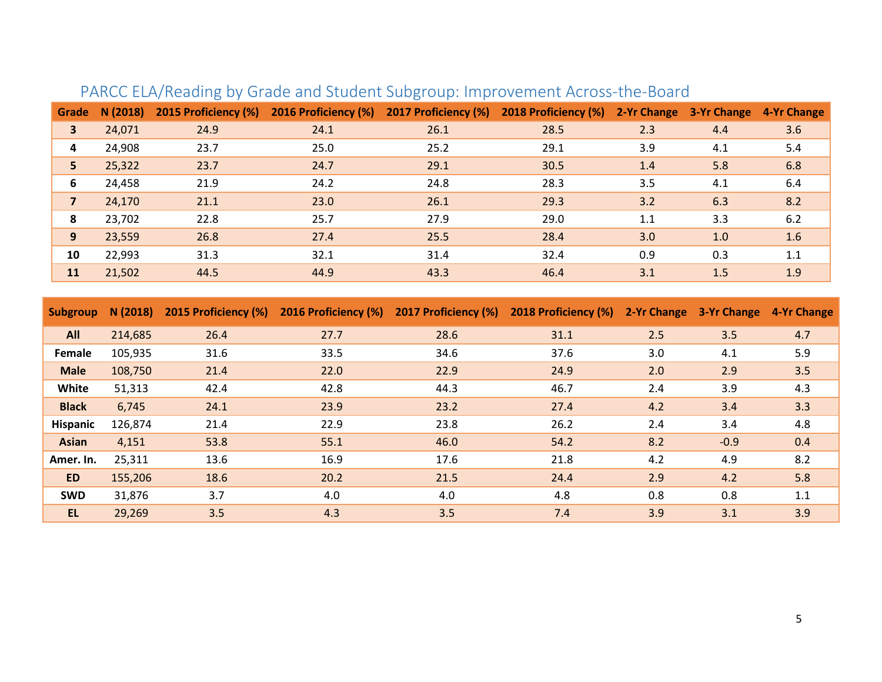## PARCC ELA/Reading by Grade and Student Subgroup: Improvement Across-the-Board

| Grade | N (2018) | 2015 Proficiency (%) | 2016 Proficiency (%) | 2017 Proficiency (%) | 2018 Proficiency (%) | 2-Yr Change | 3-Yr Change | 4-Yr Change |
|---|---|---|---|---|---|---|---|---|
| 3 | 24,071 | 24.9 | 24.1 | 26.1 | 28.5 | 2.3 | 4.4 | 3.6 |
| 4 | 24,908 | 23.7 | 25.0 | 25.2 | 29.1 | 3.9 | 4.1 | 5.4 |
| 5 | 25,322 | 23.7 | 24.7 | 29.1 | 30.5 | 1.4 | 5.8 | 6.8 |
| 6 | 24,458 | 21.9 | 24.2 | 24.8 | 28.3 | 3.5 | 4.1 | 6.4 |
| 7 | 24,170 | 21.1 | 23.0 | 26.1 | 29.3 | 3.2 | 6.3 | 8.2 |
| 8 | 23,702 | 22.8 | 25.7 | 27.9 | 29.0 | 1.1 | 3.3 | 6.2 |
| 9 | 23,559 | 26.8 | 27.4 | 25.5 | 28.4 | 3.0 | 1.0 | 1.6 |
| 10 | 22,993 | 31.3 | 32.1 | 31.4 | 32.4 | 0.9 | 0.3 | 1.1 |
| 11 | 21,502 | 44.5 | 44.9 | 43.3 | 46.4 | 3.1 | 1.5 | 1.9 |

| Subgroup | N (2018) | 2015 Proficiency (%) | 2016 Proficiency (%) | 2017 Proficiency (%) | 2018 Proficiency (%) | 2-Yr Change | 3-Yr Change | 4-Yr Change |
|---|---|---|---|---|---|---|---|---|
| All | 214,685 | 26.4 | 27.7 | 28.6 | 31.1 | 2.5 | 3.5 | 4.7 |
| Female | 105,935 | 31.6 | 33.5 | 34.6 | 37.6 | 3.0 | 4.1 | 5.9 |
| Male | 108,750 | 21.4 | 22.0 | 22.9 | 24.9 | 2.0 | 2.9 | 3.5 |
| White | 51,313 | 42.4 | 42.8 | 44.3 | 46.7 | 2.4 | 3.9 | 4.3 |
| Black | 6,745 | 24.1 | 23.9 | 23.2 | 27.4 | 4.2 | 3.4 | 3.3 |
| Hispanic | 126,874 | 21.4 | 22.9 | 23.8 | 26.2 | 2.4 | 3.4 | 4.8 |
| Asian | 4,151 | 53.8 | 55.1 | 46.0 | 54.2 | 8.2 | -0.9 | 0.4 |
| Amer. In. | 25,311 | 13.6 | 16.9 | 17.6 | 21.8 | 4.2 | 4.9 | 8.2 |
| ED | 155,206 | 18.6 | 20.2 | 21.5 | 24.4 | 2.9 | 4.2 | 5.8 |
| SWD | 31,876 | 3.7 | 4.0 | 4.0 | 4.8 | 0.8 | 0.8 | 1.1 |
| EL | 29,269 | 3.5 | 4.3 | 3.5 | 7.4 | 3.9 | 3.1 | 3.9 |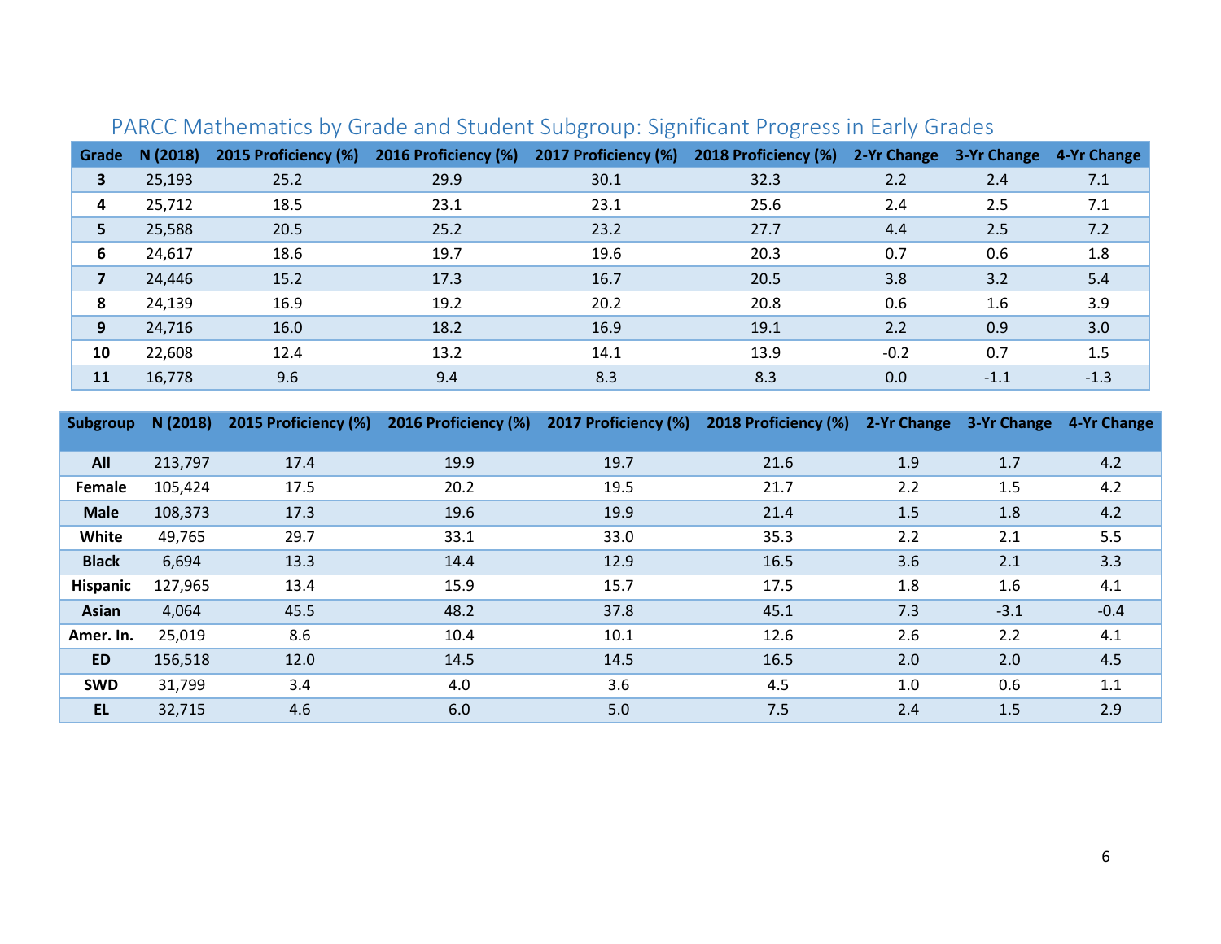## PARCC Mathematics by Grade and Student Subgroup: Significant Progress in Early Grades

| Grade | N (2018) | 2015 Proficiency (%) | 2016 Proficiency (%) | 2017 Proficiency (%) | 2018 Proficiency (%) | 2-Yr Change | 3-Yr Change | 4-Yr Change |
|---|---|---|---|---|---|---|---|---|
| 3 | 25,193 | 25.2 | 29.9 | 30.1 | 32.3 | 2.2 | 2.4 | 7.1 |
| 4 | 25,712 | 18.5 | 23.1 | 23.1 | 25.6 | 2.4 | 2.5 | 7.1 |
| 5 | 25,588 | 20.5 | 25.2 | 23.2 | 27.7 | 4.4 | 2.5 | 7.2 |
| 6 | 24,617 | 18.6 | 19.7 | 19.6 | 20.3 | 0.7 | 0.6 | 1.8 |
| 7 | 24,446 | 15.2 | 17.3 | 16.7 | 20.5 | 3.8 | 3.2 | 5.4 |
| 8 | 24,139 | 16.9 | 19.2 | 20.2 | 20.8 | 0.6 | 1.6 | 3.9 |
| 9 | 24,716 | 16.0 | 18.2 | 16.9 | 19.1 | 2.2 | 0.9 | 3.0 |
| 10 | 22,608 | 12.4 | 13.2 | 14.1 | 13.9 | -0.2 | 0.7 | 1.5 |
| 11 | 16,778 | 9.6 | 9.4 | 8.3 | 8.3 | 0.0 | -1.1 | -1.3 |

| Subgroup | N (2018) | 2015 Proficiency (%) | 2016 Proficiency (%) | 2017 Proficiency (%) | 2018 Proficiency (%) | 2-Yr Change | 3-Yr Change | 4-Yr Change |
|---|---|---|---|---|---|---|---|---|
| All | 213,797 | 17.4 | 19.9 | 19.7 | 21.6 | 1.9 | 1.7 | 4.2 |
| Female | 105,424 | 17.5 | 20.2 | 19.5 | 21.7 | 2.2 | 1.5 | 4.2 |
| Male | 108,373 | 17.3 | 19.6 | 19.9 | 21.4 | 1.5 | 1.8 | 4.2 |
| White | 49,765 | 29.7 | 33.1 | 33.0 | 35.3 | 2.2 | 2.1 | 5.5 |
| Black | 6,694 | 13.3 | 14.4 | 12.9 | 16.5 | 3.6 | 2.1 | 3.3 |
| Hispanic | 127,965 | 13.4 | 15.9 | 15.7 | 17.5 | 1.8 | 1.6 | 4.1 |
| Asian | 4,064 | 45.5 | 48.2 | 37.8 | 45.1 | 7.3 | -3.1 | -0.4 |
| Amer. In. | 25,019 | 8.6 | 10.4 | 10.1 | 12.6 | 2.6 | 2.2 | 4.1 |
| ED | 156,518 | 12.0 | 14.5 | 14.5 | 16.5 | 2.0 | 2.0 | 4.5 |
| SWD | 31,799 | 3.4 | 4.0 | 3.6 | 4.5 | 1.0 | 0.6 | 1.1 |
| EL | 32,715 | 4.6 | 6.0 | 5.0 | 7.5 | 2.4 | 1.5 | 2.9 |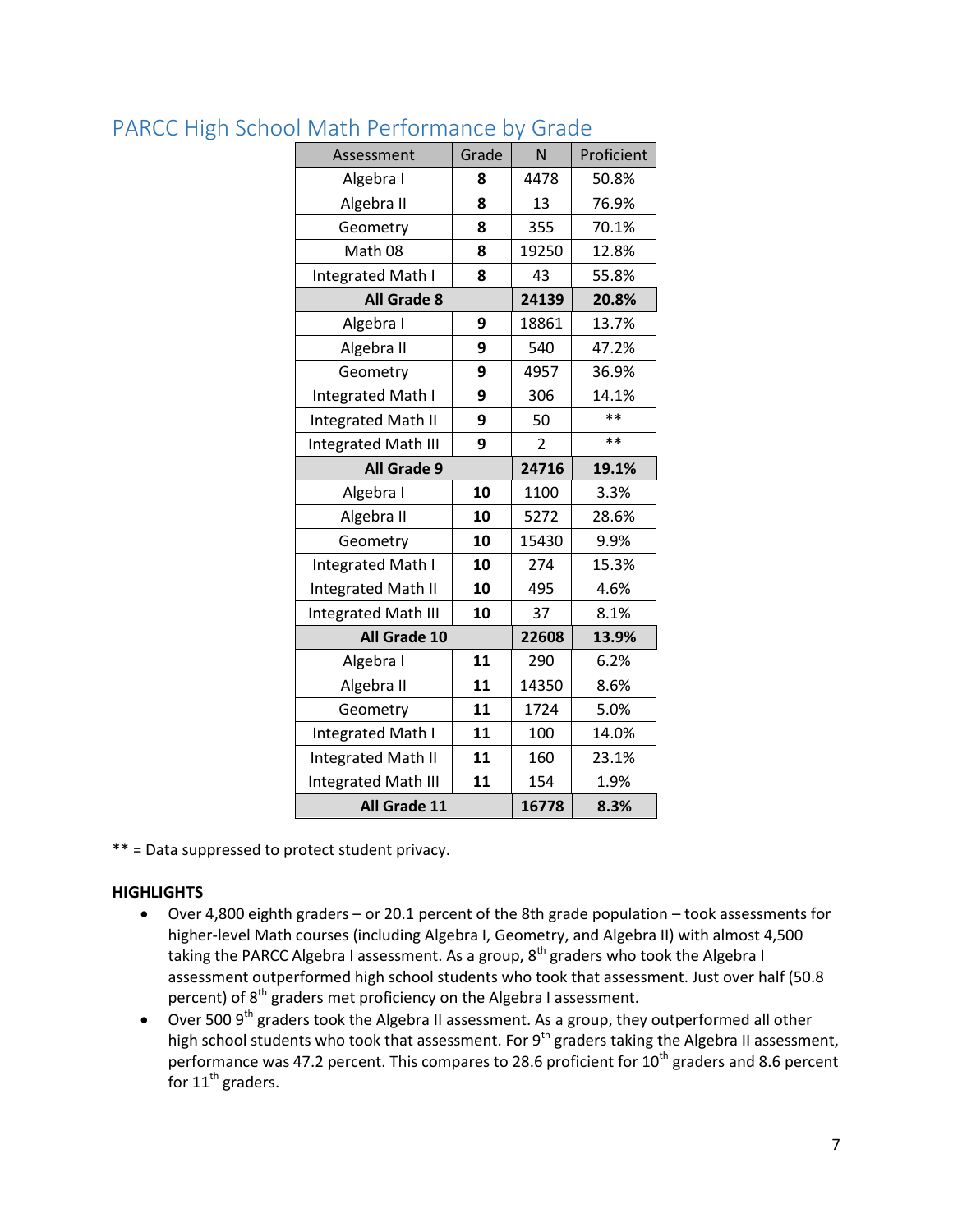## PARCC High School Math Performance by Grade

| Assessment | Grade | N | Proficient |
|---|---|---|---|
| Algebra I | **8** | 4478 | 50.8% |
| Algebra II | **8** | 13 | 76.9% |
| Geometry | **8** | 355 | 70.1% |
| Math 08 | **8** | 19250 | 12.8% |
| Integrated Math I | **8** | 43 | 55.8% |
| **All Grade 8** | | **24139** | **20.8%** |
| Algebra I | **9** | 18861 | 13.7% |
| Algebra II | **9** | 540 | 47.2% |
| Geometry | **9** | 4957 | 36.9% |
| Integrated Math I | **9** | 306 | 14.1% |
| Integrated Math II | **9** | 50 | ** |
| Integrated Math III | **9** | 2 | ** |
| **All Grade 9** | | **24716** | **19.1%** |
| Algebra I | **10** | 1100 | 3.3% |
| Algebra II | **10** | 5272 | 28.6% |
| Geometry | **10** | 15430 | 9.9% |
| Integrated Math I | **10** | 274 | 15.3% |
| Integrated Math II | **10** | 495 | 4.6% |
| Integrated Math III | **10** | 37 | 8.1% |
| **All Grade 10** | | **22608** | **13.9%** |
| Algebra I | **11** | 290 | 6.2% |
| Algebra II | **11** | 14350 | 8.6% |
| Geometry | **11** | 1724 | 5.0% |
| Integrated Math I | **11** | 100 | 14.0% |
| Integrated Math II | **11** | 160 | 23.1% |
| Integrated Math III | **11** | 154 | 1.9% |
| **All Grade 11** | | **16778** | **8.3%** |

** = Data suppressed to protect student privacy.

**HIGHLIGHTS**

- Over 4,800 eighth graders – or 20.1 percent of the 8th grade population – took assessments for higher-level Math courses (including Algebra I, Geometry, and Algebra II) with almost 4,500 taking the PARCC Algebra I assessment. As a group, 8th graders who took the Algebra I assessment outperformed high school students who took that assessment. Just over half (50.8 percent) of 8th graders met proficiency on the Algebra I assessment.
- Over 500 9th graders took the Algebra II assessment. As a group, they outperformed all other high school students who took that assessment. For 9th graders taking the Algebra II assessment, performance was 47.2 percent. This compares to 28.6 proficient for 10th graders and 8.6 percent for 11th graders.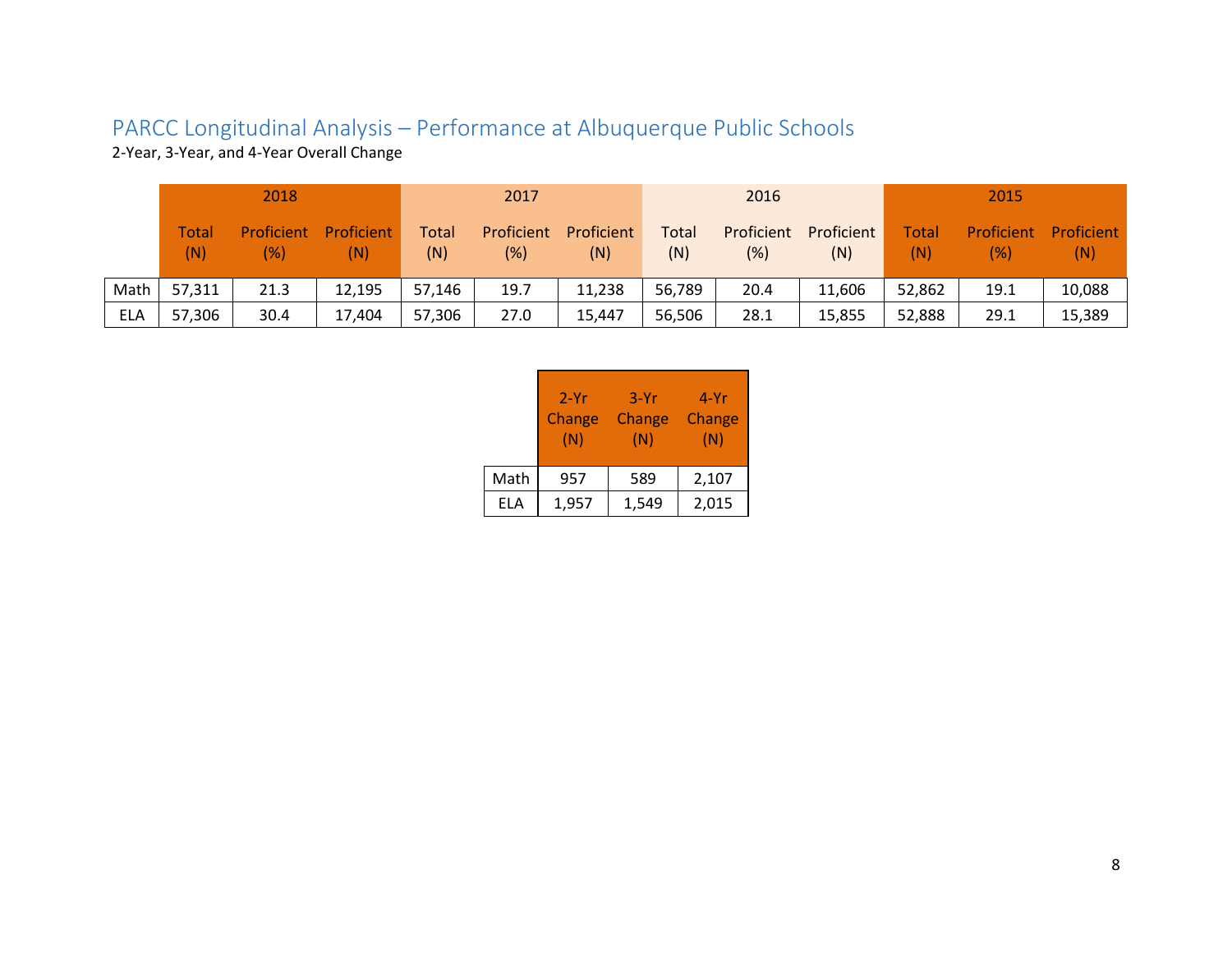## PARCC Longitudinal Analysis – Performance at Albuquerque Public Schools

2-Year, 3-Year, and 4-Year Overall Change

| | 2018 | | | 2017 | | | 2016 | | | 2015 | | |
|---|---|---|---|---|---|---|---|---|---|---|---|---|
| | Total (N) | Proficient (%) | Proficient (N) | Total (N) | Proficient (%) | Proficient (N) | Total (N) | Proficient (%) | Proficient (N) | Total (N) | Proficient (%) | Proficient (N) |
| Math | 57,311 | 21.3 | 12,195 | 57,146 | 19.7 | 11,238 | 56,789 | 20.4 | 11,606 | 52,862 | 19.1 | 10,088 |
| ELA | 57,306 | 30.4 | 17,404 | 57,306 | 27.0 | 15,447 | 56,506 | 28.1 | 15,855 | 52,888 | 29.1 | 15,389 |

| | 2-Yr Change (N) | 3-Yr Change (N) | 4-Yr Change (N) |
|---|---|---|---|
| Math | 957 | 589 | 2,107 |
| ELA | 1,957 | 1,549 | 2,015 |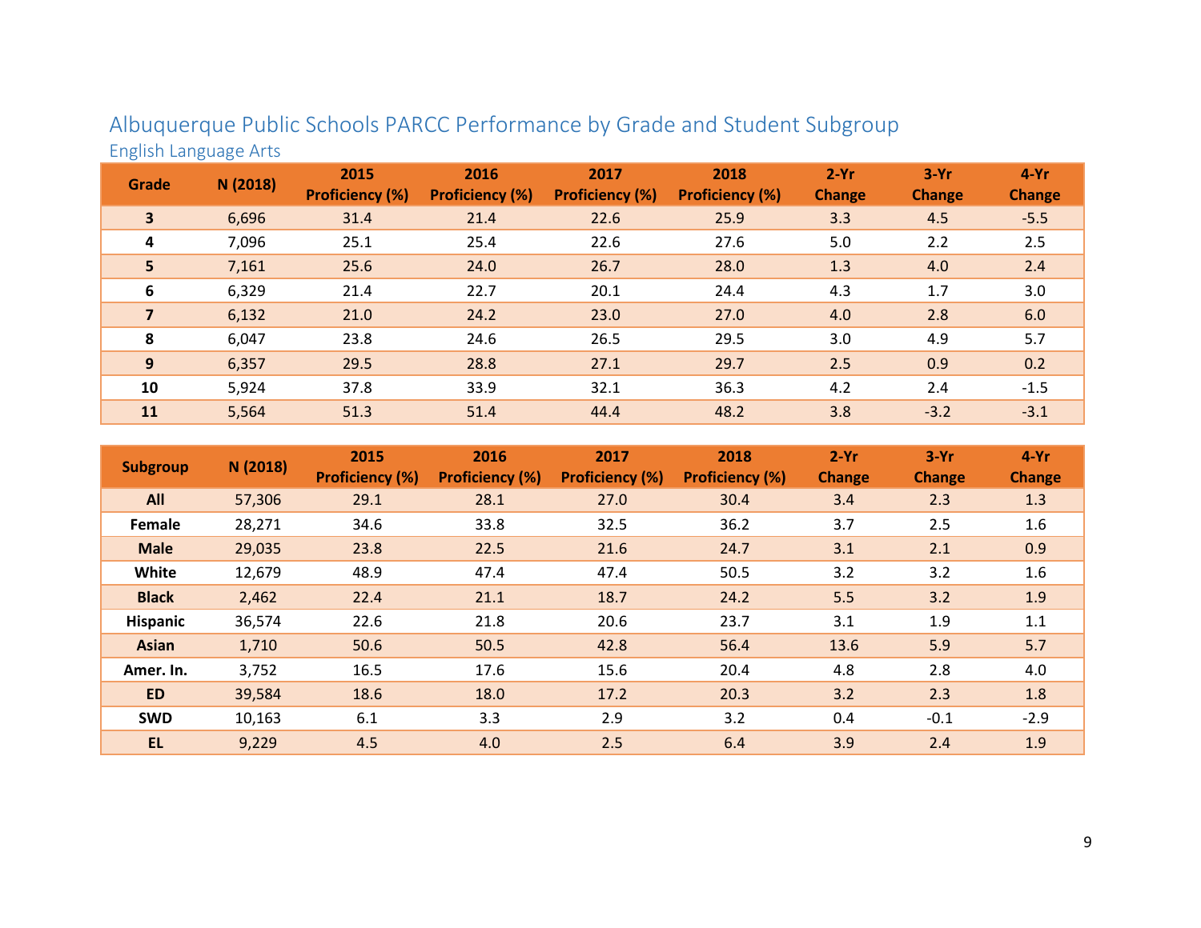## Albuquerque Public Schools PARCC Performance by Grade and Student Subgroup

### English Language Arts

| Grade | N (2018) | 2015 Proficiency (%) | 2016 Proficiency (%) | 2017 Proficiency (%) | 2018 Proficiency (%) | 2-Yr Change | 3-Yr Change | 4-Yr Change |
|---|---|---|---|---|---|---|---|---|
| 3 | 6,696 | 31.4 | 21.4 | 22.6 | 25.9 | 3.3 | 4.5 | -5.5 |
| 4 | 7,096 | 25.1 | 25.4 | 22.6 | 27.6 | 5.0 | 2.2 | 2.5 |
| 5 | 7,161 | 25.6 | 24.0 | 26.7 | 28.0 | 1.3 | 4.0 | 2.4 |
| 6 | 6,329 | 21.4 | 22.7 | 20.1 | 24.4 | 4.3 | 1.7 | 3.0 |
| 7 | 6,132 | 21.0 | 24.2 | 23.0 | 27.0 | 4.0 | 2.8 | 6.0 |
| 8 | 6,047 | 23.8 | 24.6 | 26.5 | 29.5 | 3.0 | 4.9 | 5.7 |
| 9 | 6,357 | 29.5 | 28.8 | 27.1 | 29.7 | 2.5 | 0.9 | 0.2 |
| 10 | 5,924 | 37.8 | 33.9 | 32.1 | 36.3 | 4.2 | 2.4 | -1.5 |
| 11 | 5,564 | 51.3 | 51.4 | 44.4 | 48.2 | 3.8 | -3.2 | -3.1 |

| Subgroup | N (2018) | 2015 Proficiency (%) | 2016 Proficiency (%) | 2017 Proficiency (%) | 2018 Proficiency (%) | 2-Yr Change | 3-Yr Change | 4-Yr Change |
|---|---|---|---|---|---|---|---|---|
| All | 57,306 | 29.1 | 28.1 | 27.0 | 30.4 | 3.4 | 2.3 | 1.3 |
| Female | 28,271 | 34.6 | 33.8 | 32.5 | 36.2 | 3.7 | 2.5 | 1.6 |
| Male | 29,035 | 23.8 | 22.5 | 21.6 | 24.7 | 3.1 | 2.1 | 0.9 |
| White | 12,679 | 48.9 | 47.4 | 47.4 | 50.5 | 3.2 | 3.2 | 1.6 |
| Black | 2,462 | 22.4 | 21.1 | 18.7 | 24.2 | 5.5 | 3.2 | 1.9 |
| Hispanic | 36,574 | 22.6 | 21.8 | 20.6 | 23.7 | 3.1 | 1.9 | 1.1 |
| Asian | 1,710 | 50.6 | 50.5 | 42.8 | 56.4 | 13.6 | 5.9 | 5.7 |
| Amer. In. | 3,752 | 16.5 | 17.6 | 15.6 | 20.4 | 4.8 | 2.8 | 4.0 |
| ED | 39,584 | 18.6 | 18.0 | 17.2 | 20.3 | 3.2 | 2.3 | 1.8 |
| SWD | 10,163 | 6.1 | 3.3 | 2.9 | 3.2 | 0.4 | -0.1 | -2.9 |
| EL | 9,229 | 4.5 | 4.0 | 2.5 | 6.4 | 3.9 | 2.4 | 1.9 |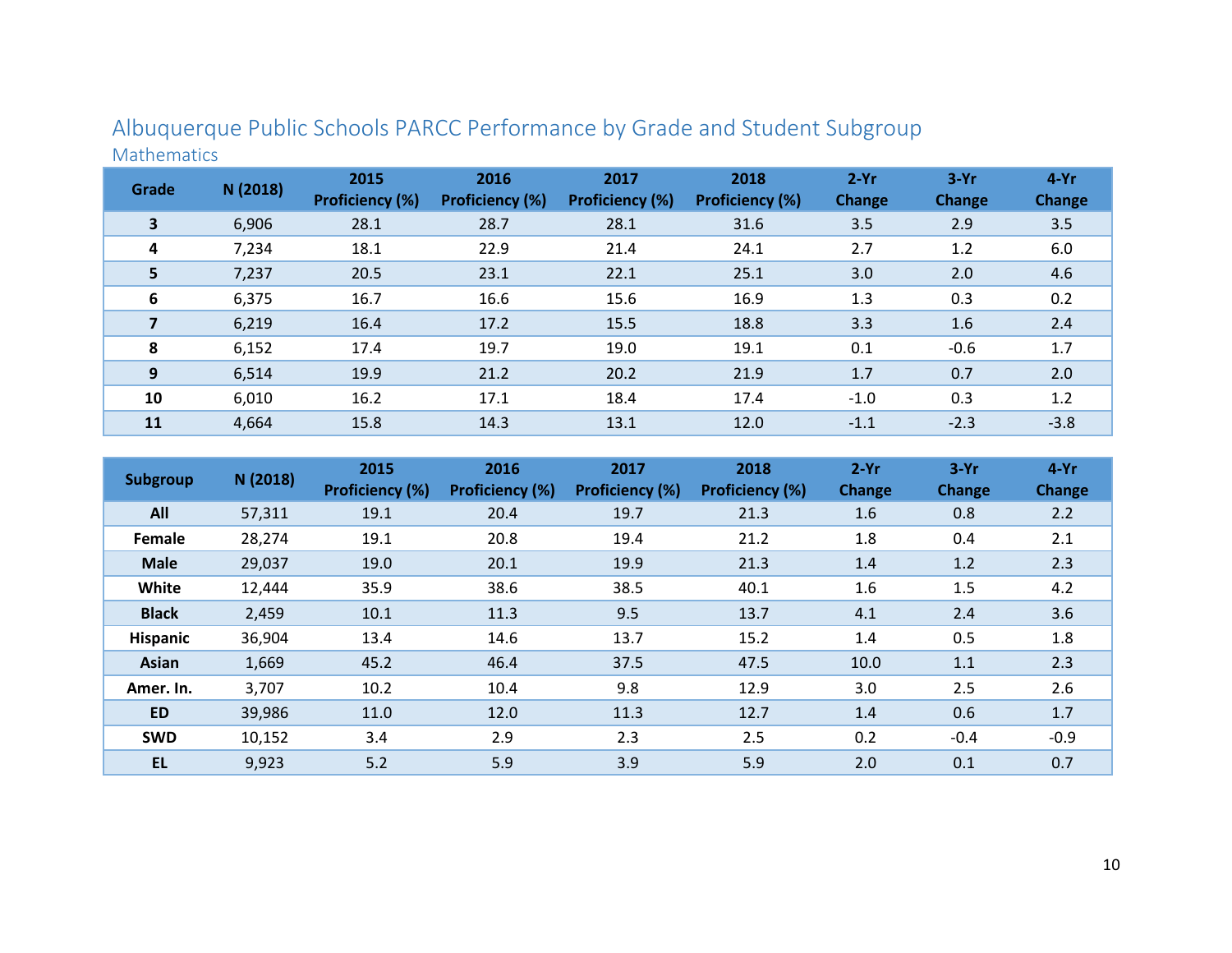# Albuquerque Public Schools PARCC Performance by Grade and Student Subgroup

## Mathematics

| Grade | N (2018) | 2015 Proficiency (%) | 2016 Proficiency (%) | 2017 Proficiency (%) | 2018 Proficiency (%) | 2-Yr Change | 3-Yr Change | 4-Yr Change |
|---|---|---|---|---|---|---|---|---|
| 3 | 6,906 | 28.1 | 28.7 | 28.1 | 31.6 | 3.5 | 2.9 | 3.5 |
| 4 | 7,234 | 18.1 | 22.9 | 21.4 | 24.1 | 2.7 | 1.2 | 6.0 |
| 5 | 7,237 | 20.5 | 23.1 | 22.1 | 25.1 | 3.0 | 2.0 | 4.6 |
| 6 | 6,375 | 16.7 | 16.6 | 15.6 | 16.9 | 1.3 | 0.3 | 0.2 |
| 7 | 6,219 | 16.4 | 17.2 | 15.5 | 18.8 | 3.3 | 1.6 | 2.4 |
| 8 | 6,152 | 17.4 | 19.7 | 19.0 | 19.1 | 0.1 | -0.6 | 1.7 |
| 9 | 6,514 | 19.9 | 21.2 | 20.2 | 21.9 | 1.7 | 0.7 | 2.0 |
| 10 | 6,010 | 16.2 | 17.1 | 18.4 | 17.4 | -1.0 | 0.3 | 1.2 |
| 11 | 4,664 | 15.8 | 14.3 | 13.1 | 12.0 | -1.1 | -2.3 | -3.8 |

| Subgroup | N (2018) | 2015 Proficiency (%) | 2016 Proficiency (%) | 2017 Proficiency (%) | 2018 Proficiency (%) | 2-Yr Change | 3-Yr Change | 4-Yr Change |
|---|---|---|---|---|---|---|---|---|
| All | 57,311 | 19.1 | 20.4 | 19.7 | 21.3 | 1.6 | 0.8 | 2.2 |
| Female | 28,274 | 19.1 | 20.8 | 19.4 | 21.2 | 1.8 | 0.4 | 2.1 |
| Male | 29,037 | 19.0 | 20.1 | 19.9 | 21.3 | 1.4 | 1.2 | 2.3 |
| White | 12,444 | 35.9 | 38.6 | 38.5 | 40.1 | 1.6 | 1.5 | 4.2 |
| Black | 2,459 | 10.1 | 11.3 | 9.5 | 13.7 | 4.1 | 2.4 | 3.6 |
| Hispanic | 36,904 | 13.4 | 14.6 | 13.7 | 15.2 | 1.4 | 0.5 | 1.8 |
| Asian | 1,669 | 45.2 | 46.4 | 37.5 | 47.5 | 10.0 | 1.1 | 2.3 |
| Amer. In. | 3,707 | 10.2 | 10.4 | 9.8 | 12.9 | 3.0 | 2.5 | 2.6 |
| ED | 39,986 | 11.0 | 12.0 | 11.3 | 12.7 | 1.4 | 0.6 | 1.7 |
| SWD | 10,152 | 3.4 | 2.9 | 2.3 | 2.5 | 0.2 | -0.4 | -0.9 |
| EL | 9,923 | 5.2 | 5.9 | 3.9 | 5.9 | 2.0 | 0.1 | 0.7 |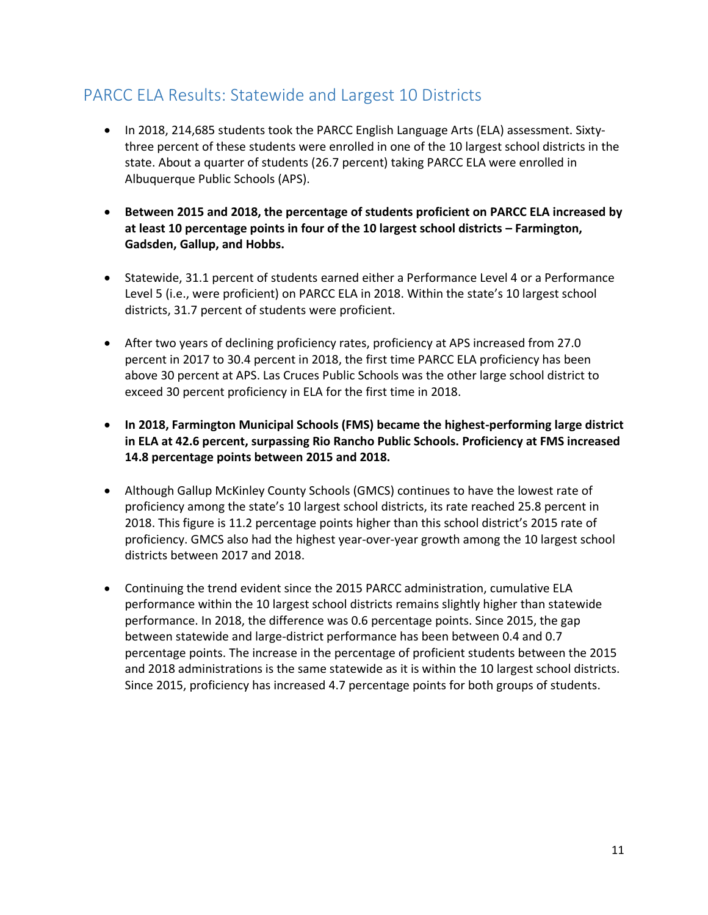## PARCC ELA Results: Statewide and Largest 10 Districts

- In 2018, 214,685 students took the PARCC English Language Arts (ELA) assessment. Sixty-three percent of these students were enrolled in one of the 10 largest school districts in the state. About a quarter of students (26.7 percent) taking PARCC ELA were enrolled in Albuquerque Public Schools (APS).

- **Between 2015 and 2018, the percentage of students proficient on PARCC ELA increased by at least 10 percentage points in four of the 10 largest school districts – Farmington, Gadsden, Gallup, and Hobbs.**

- Statewide, 31.1 percent of students earned either a Performance Level 4 or a Performance Level 5 (i.e., were proficient) on PARCC ELA in 2018. Within the state's 10 largest school districts, 31.7 percent of students were proficient.

- After two years of declining proficiency rates, proficiency at APS increased from 27.0 percent in 2017 to 30.4 percent in 2018, the first time PARCC ELA proficiency has been above 30 percent at APS. Las Cruces Public Schools was the other large school district to exceed 30 percent proficiency in ELA for the first time in 2018.

- **In 2018, Farmington Municipal Schools (FMS) became the highest-performing large district in ELA at 42.6 percent, surpassing Rio Rancho Public Schools. Proficiency at FMS increased 14.8 percentage points between 2015 and 2018.**

- Although Gallup McKinley County Schools (GMCS) continues to have the lowest rate of proficiency among the state's 10 largest school districts, its rate reached 25.8 percent in 2018. This figure is 11.2 percentage points higher than this school district's 2015 rate of proficiency. GMCS also had the highest year-over-year growth among the 10 largest school districts between 2017 and 2018.

- Continuing the trend evident since the 2015 PARCC administration, cumulative ELA performance within the 10 largest school districts remains slightly higher than statewide performance. In 2018, the difference was 0.6 percentage points. Since 2015, the gap between statewide and large-district performance has been between 0.4 and 0.7 percentage points. The increase in the percentage of proficient students between the 2015 and 2018 administrations is the same statewide as it is within the 10 largest school districts. Since 2015, proficiency has increased 4.7 percentage points for both groups of students.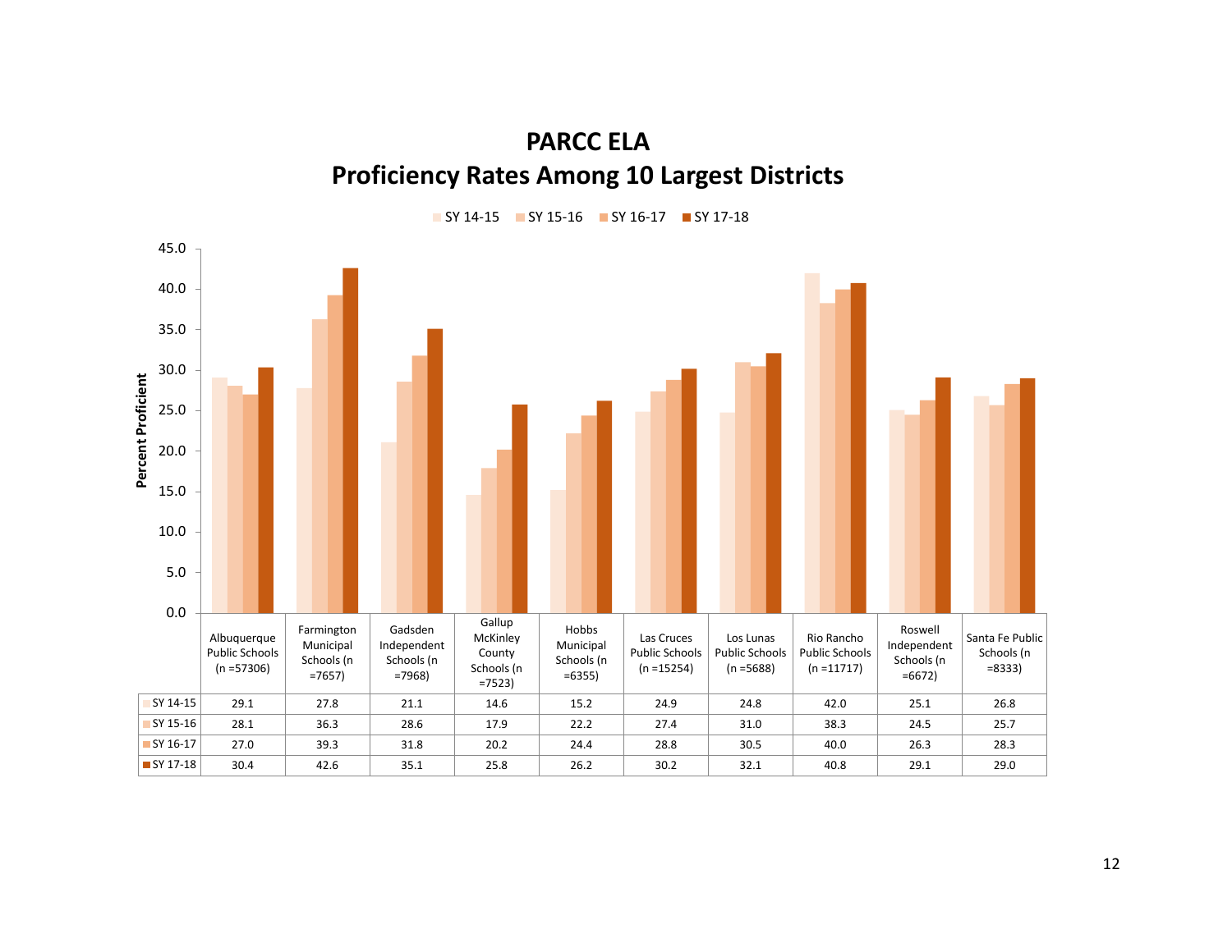## PARCC ELA
## Proficiency Rates Among 10 Largest Districts

| | Albuquerque Public Schools (n =57306) | Farmington Municipal Schools (n =7657) | Gadsden Independent Schools (n =7968) | Gallup McKinley County Schools (n =7523) | Hobbs Municipal Schools (n =6355) | Las Cruces Public Schools (n =15254) | Los Lunas Public Schools (n =5688) | Rio Rancho Public Schools (n =11717) | Roswell Independent Schools (n =6672) | Santa Fe Public Schools (n =8333) |
|---|---|---|---|---|---|---|---|---|---|---|
| SY 14-15 | 29.1 | 27.8 | 21.1 | 14.6 | 15.2 | 24.9 | 24.8 | 42.0 | 25.1 | 26.8 |
| SY 15-16 | 28.1 | 36.3 | 28.6 | 17.9 | 22.2 | 27.4 | 31.0 | 38.3 | 24.5 | 25.7 |
| SY 16-17 | 27.0 | 39.3 | 31.8 | 20.2 | 24.4 | 28.8 | 30.5 | 40.0 | 26.3 | 28.3 |
| SY 17-18 | 30.4 | 42.6 | 35.1 | 25.8 | 26.2 | 30.2 | 32.1 | 40.8 | 29.1 | 29.0 |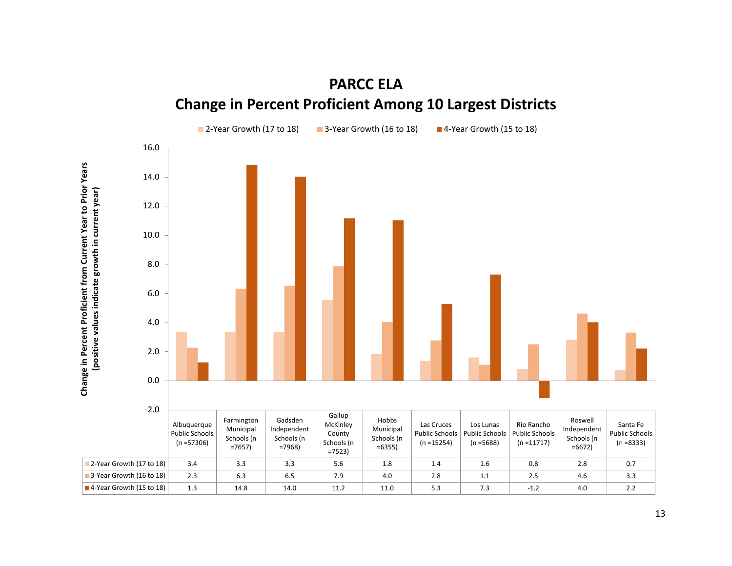# PARCC ELA

## Change in Percent Proficient Among 10 Largest Districts

Change in Percent Proficient from Current Year to Prior Years (positive values indicate growth in current year)

| | Albuquerque Public Schools (n =57306) | Farmington Municipal Schools (n =7657) | Gadsden Independent Schools (n =7968) | Gallup McKinley County Schools (n =7523) | Hobbs Municipal Schools (n =6355) | Las Cruces Public Schools (n =15254) | Los Lunas Public Schools (n =5688) | Rio Rancho Public Schools (n =11717) | Roswell Independent Schools (n =6672) | Santa Fe Public Schools (n =8333) |
|---|---|---|---|---|---|---|---|---|---|---|
| 2-Year Growth (17 to 18) | 3.4 | 3.3 | 3.3 | 5.6 | 1.8 | 1.4 | 1.6 | 0.8 | 2.8 | 0.7 |
| 3-Year Growth (16 to 18) | 2.3 | 6.3 | 6.5 | 7.9 | 4.0 | 2.8 | 1.1 | 2.5 | 4.6 | 3.3 |
| 4-Year Growth (15 to 18) | 1.3 | 14.8 | 14.0 | 11.2 | 11.0 | 5.3 | 7.3 | -1.2 | 4.0 | 2.2 |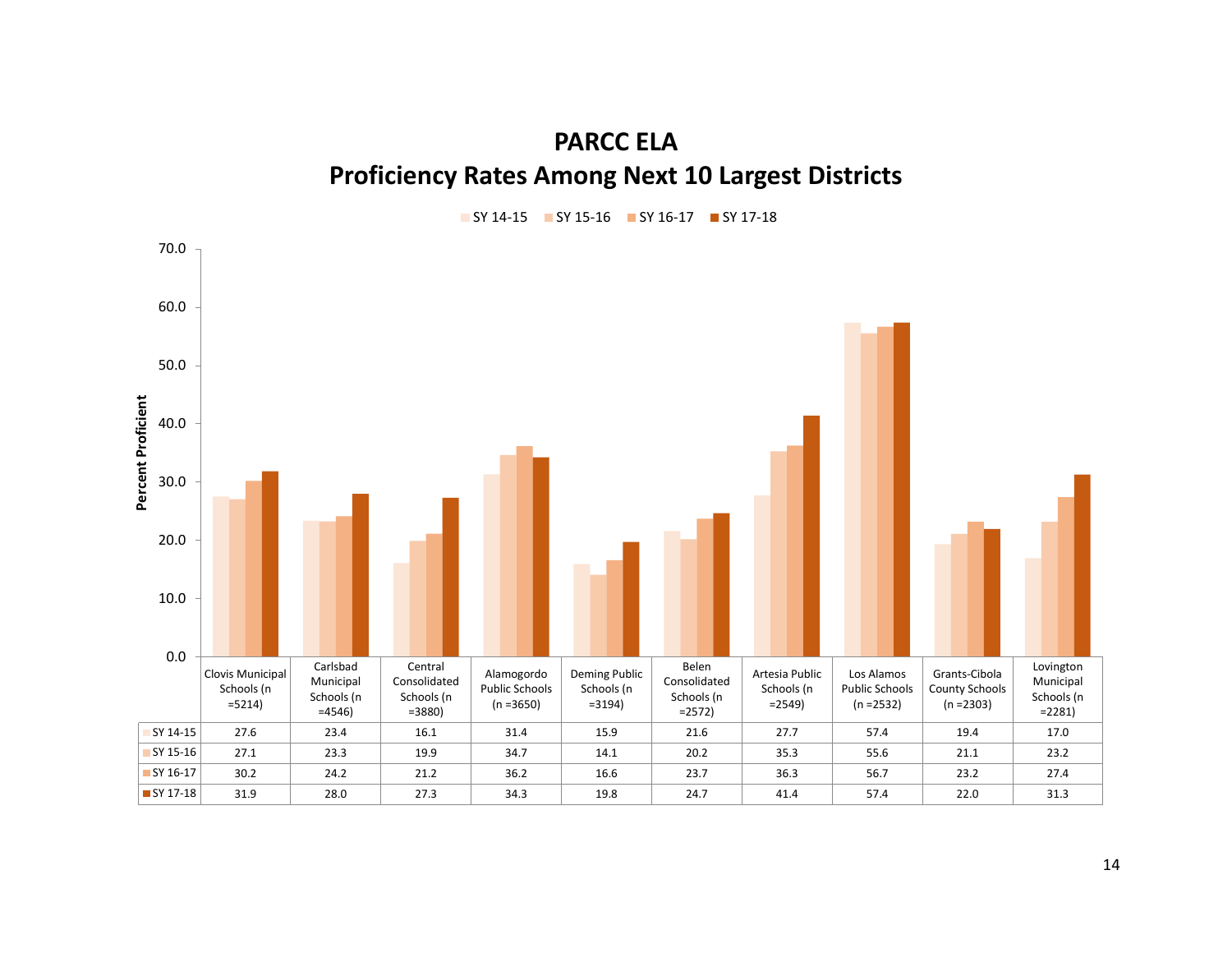# PARCC ELA
## Proficiency Rates Among Next 10 Largest Districts

| | Clovis Municipal Schools (n =5214) | Carlsbad Municipal Schools (n =4546) | Central Consolidated Schools (n =3880) | Alamogordo Public Schools (n =3650) | Deming Public Schools (n =3194) | Belen Consolidated Schools (n =2572) | Artesia Public Schools (n =2549) | Los Alamos Public Schools (n =2532) | Grants-Cibola County Schools (n =2303) | Lovington Municipal Schools (n =2281) |
|---|---|---|---|---|---|---|---|---|---|---|
| SY 14-15 | 27.6 | 23.4 | 16.1 | 31.4 | 15.9 | 21.6 | 27.7 | 57.4 | 19.4 | 17.0 |
| SY 15-16 | 27.1 | 23.3 | 19.9 | 34.7 | 14.1 | 20.2 | 35.3 | 55.6 | 21.1 | 23.2 |
| SY 16-17 | 30.2 | 24.2 | 21.2 | 36.2 | 16.6 | 23.7 | 36.3 | 56.7 | 23.2 | 27.4 |
| SY 17-18 | 31.9 | 28.0 | 27.3 | 34.3 | 19.8 | 24.7 | 41.4 | 57.4 | 22.0 | 31.3 |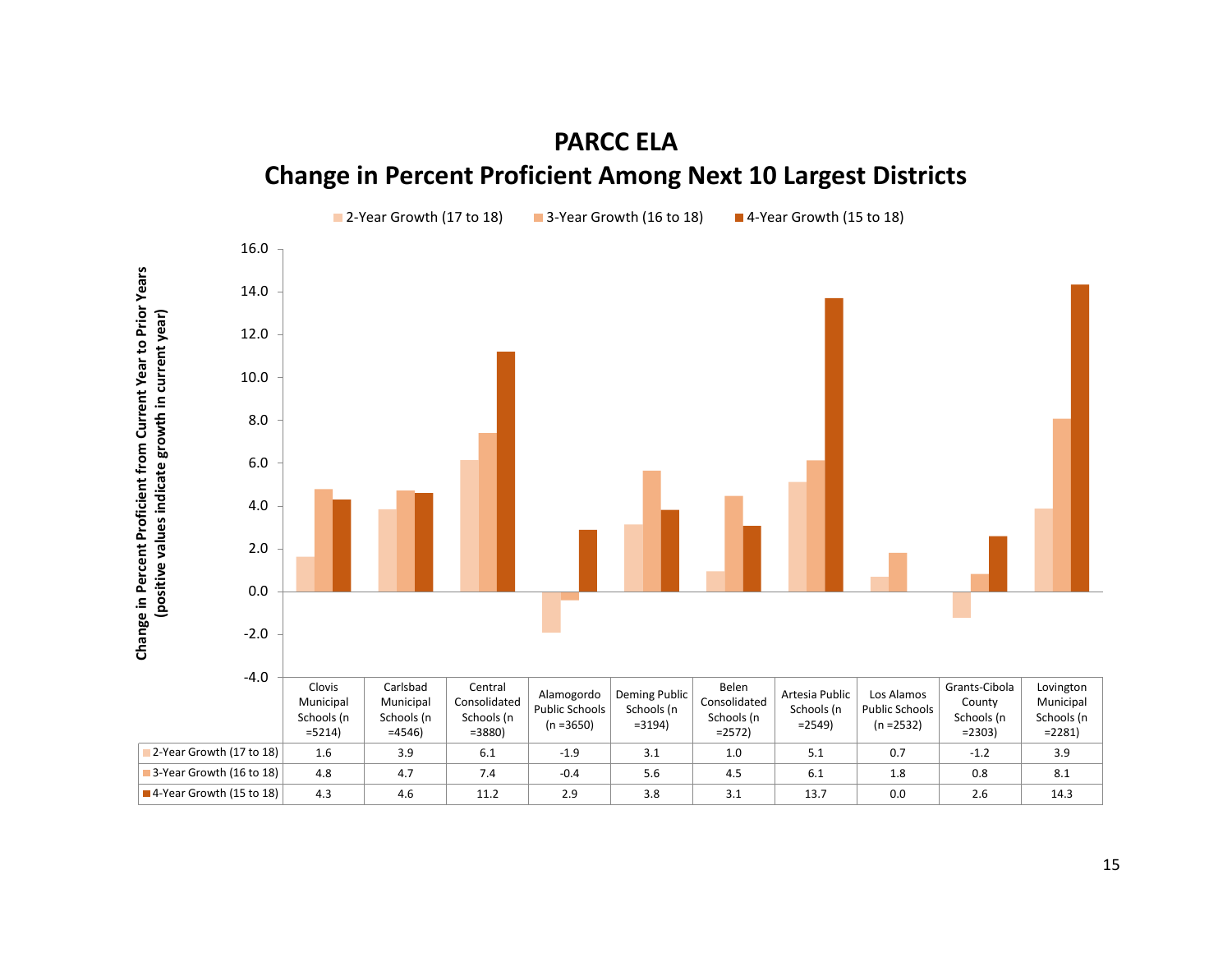# PARCC ELA

## Change in Percent Proficient Among Next 10 Largest Districts

| | Clovis Municipal Schools (n =5214) | Carlsbad Municipal Schools (n =4546) | Central Consolidated Schools (n =3880) | Alamogordo Public Schools (n =3650) | Deming Public Schools (n =3194) | Belen Consolidated Schools (n =2572) | Artesia Public Schools (n =2549) | Los Alamos Public Schools (n =2532) | Grants-Cibola County Schools (n =2303) | Lovington Municipal Schools (n =2281) |
|---|---|---|---|---|---|---|---|---|---|---|
| 2-Year Growth (17 to 18) | 1.6 | 3.9 | 6.1 | -1.9 | 3.1 | 1.0 | 5.1 | 0.7 | -1.2 | 3.9 |
| 3-Year Growth (16 to 18) | 4.8 | 4.7 | 7.4 | -0.4 | 5.6 | 4.5 | 6.1 | 1.8 | 0.8 | 8.1 |
| 4-Year Growth (15 to 18) | 4.3 | 4.6 | 11.2 | 2.9 | 3.8 | 3.1 | 13.7 | 0.0 | 2.6 | 14.3 |

Change in Percent Proficient from Current Year to Prior Years (positive values indicate growth in current year)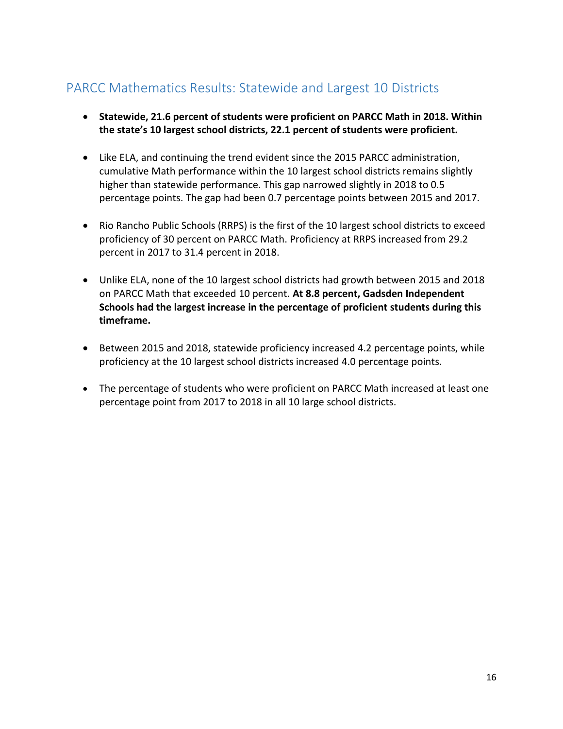## PARCC Mathematics Results: Statewide and Largest 10 Districts

- **Statewide, 21.6 percent of students were proficient on PARCC Math in 2018. Within the state's 10 largest school districts, 22.1 percent of students were proficient.**

- Like ELA, and continuing the trend evident since the 2015 PARCC administration, cumulative Math performance within the 10 largest school districts remains slightly higher than statewide performance. This gap narrowed slightly in 2018 to 0.5 percentage points. The gap had been 0.7 percentage points between 2015 and 2017.

- Rio Rancho Public Schools (RRPS) is the first of the 10 largest school districts to exceed proficiency of 30 percent on PARCC Math. Proficiency at RRPS increased from 29.2 percent in 2017 to 31.4 percent in 2018.

- Unlike ELA, none of the 10 largest school districts had growth between 2015 and 2018 on PARCC Math that exceeded 10 percent. **At 8.8 percent, Gadsden Independent Schools had the largest increase in the percentage of proficient students during this timeframe.**

- Between 2015 and 2018, statewide proficiency increased 4.2 percentage points, while proficiency at the 10 largest school districts increased 4.0 percentage points.

- The percentage of students who were proficient on PARCC Math increased at least one percentage point from 2017 to 2018 in all 10 large school districts.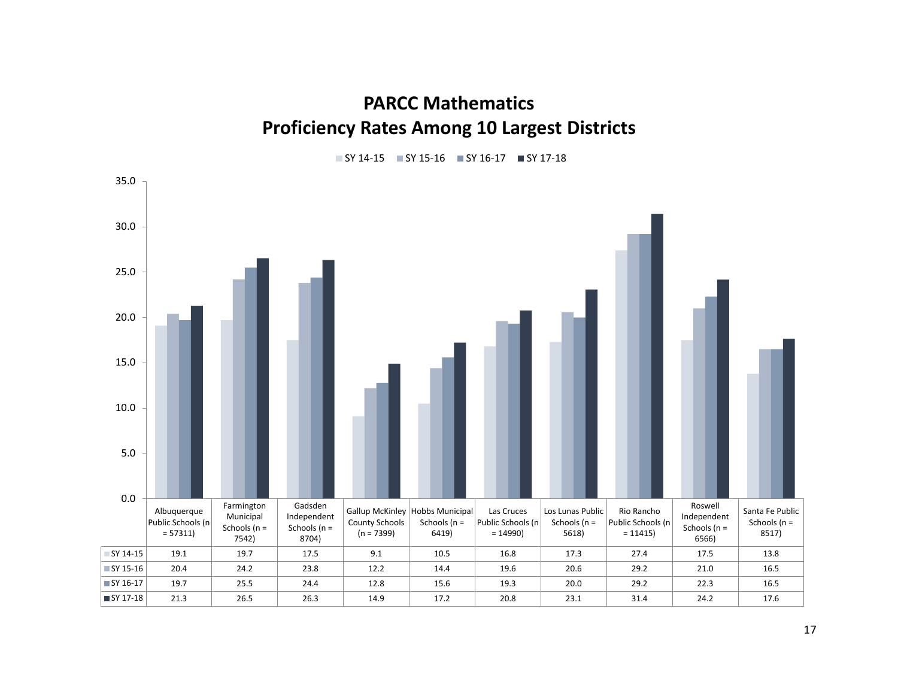# PARCC Mathematics
# Proficiency Rates Among 10 Largest Districts

| | Albuquerque Public Schools (n = 57311) | Farmington Municipal Schools (n = 7542) | Gadsden Independent Schools (n = 8704) | Gallup McKinley County Schools (n = 7399) | Hobbs Municipal Schools (n = 6419) | Las Cruces Public Schools (n = 14990) | Los Lunas Public Schools (n = 5618) | Rio Rancho Public Schools (n = 11415) | Roswell Independent Schools (n = 6566) | Santa Fe Public Schools (n = 8517) |
|---|---|---|---|---|---|---|---|---|---|---|
| SY 14-15 | 19.1 | 19.7 | 17.5 | 9.1 | 10.5 | 16.8 | 17.3 | 27.4 | 17.5 | 13.8 |
| SY 15-16 | 20.4 | 24.2 | 23.8 | 12.2 | 14.4 | 19.6 | 20.6 | 29.2 | 21.0 | 16.5 |
| SY 16-17 | 19.7 | 25.5 | 24.4 | 12.8 | 15.6 | 19.3 | 20.0 | 29.2 | 22.3 | 16.5 |
| SY 17-18 | 21.3 | 26.5 | 26.3 | 14.9 | 17.2 | 20.8 | 23.1 | 31.4 | 24.2 | 17.6 |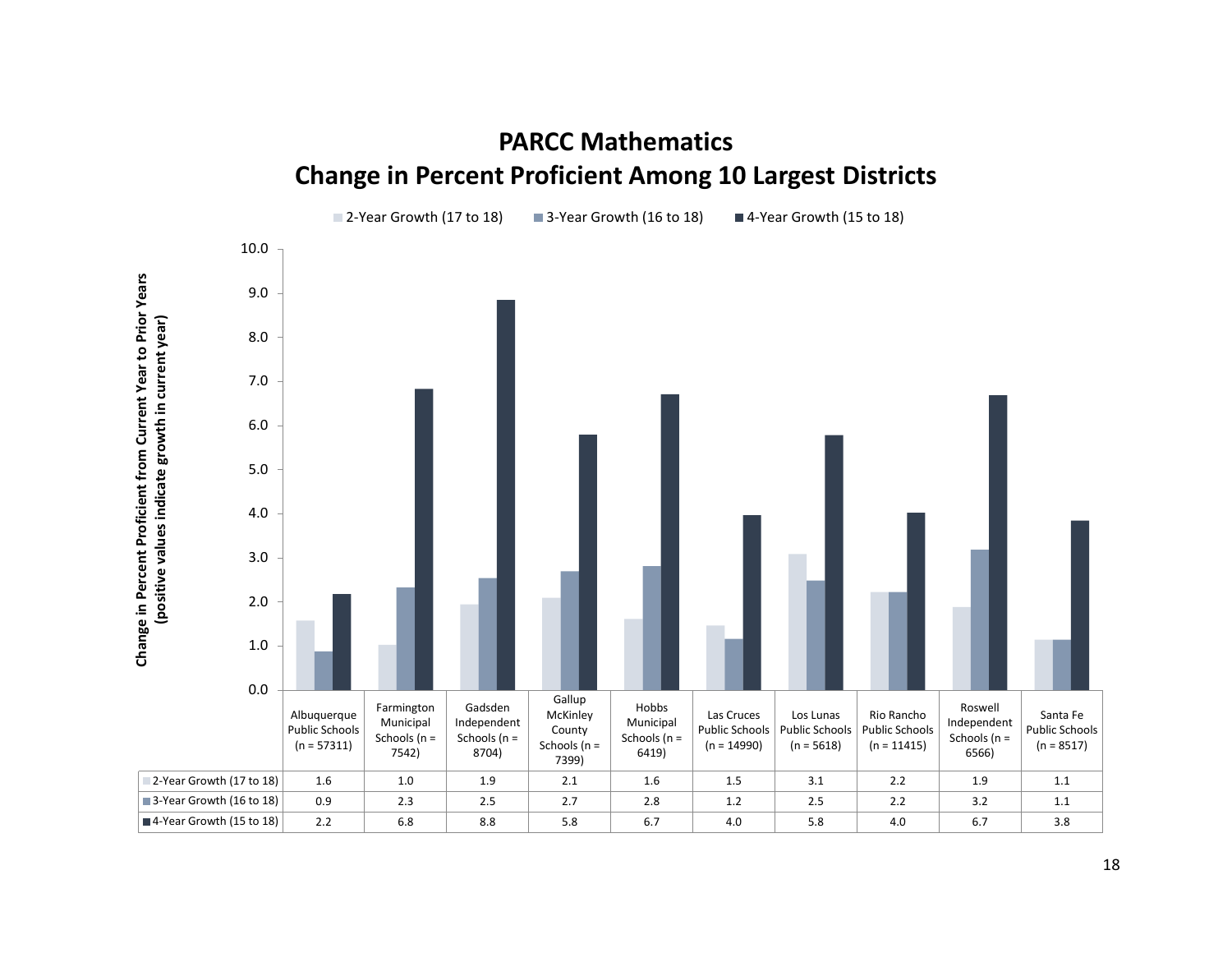## PARCC Mathematics
## Change in Percent Proficient Among 10 Largest Districts

Change in Percent Proficient from Current Year to Prior Years (positive values indicate growth in current year)

| | Albuquerque Public Schools (n = 57311) | Farmington Municipal Schools (n = 7542) | Gadsden Independent Schools (n = 8704) | Gallup McKinley County Schools (n = 7399) | Hobbs Municipal Schools (n = 6419) | Las Cruces Public Schools (n = 14990) | Los Lunas Public Schools (n = 5618) | Rio Rancho Public Schools (n = 11415) | Roswell Independent Schools (n = 6566) | Santa Fe Public Schools (n = 8517) |
|---|---|---|---|---|---|---|---|---|---|---|
| 2-Year Growth (17 to 18) | 1.6 | 1.0 | 1.9 | 2.1 | 1.6 | 1.5 | 3.1 | 2.2 | 1.9 | 1.1 |
| 3-Year Growth (16 to 18) | 0.9 | 2.3 | 2.5 | 2.7 | 2.8 | 1.2 | 2.5 | 2.2 | 3.2 | 1.1 |
| 4-Year Growth (15 to 18) | 2.2 | 6.8 | 8.8 | 5.8 | 6.7 | 4.0 | 5.8 | 4.0 | 6.7 | 3.8 |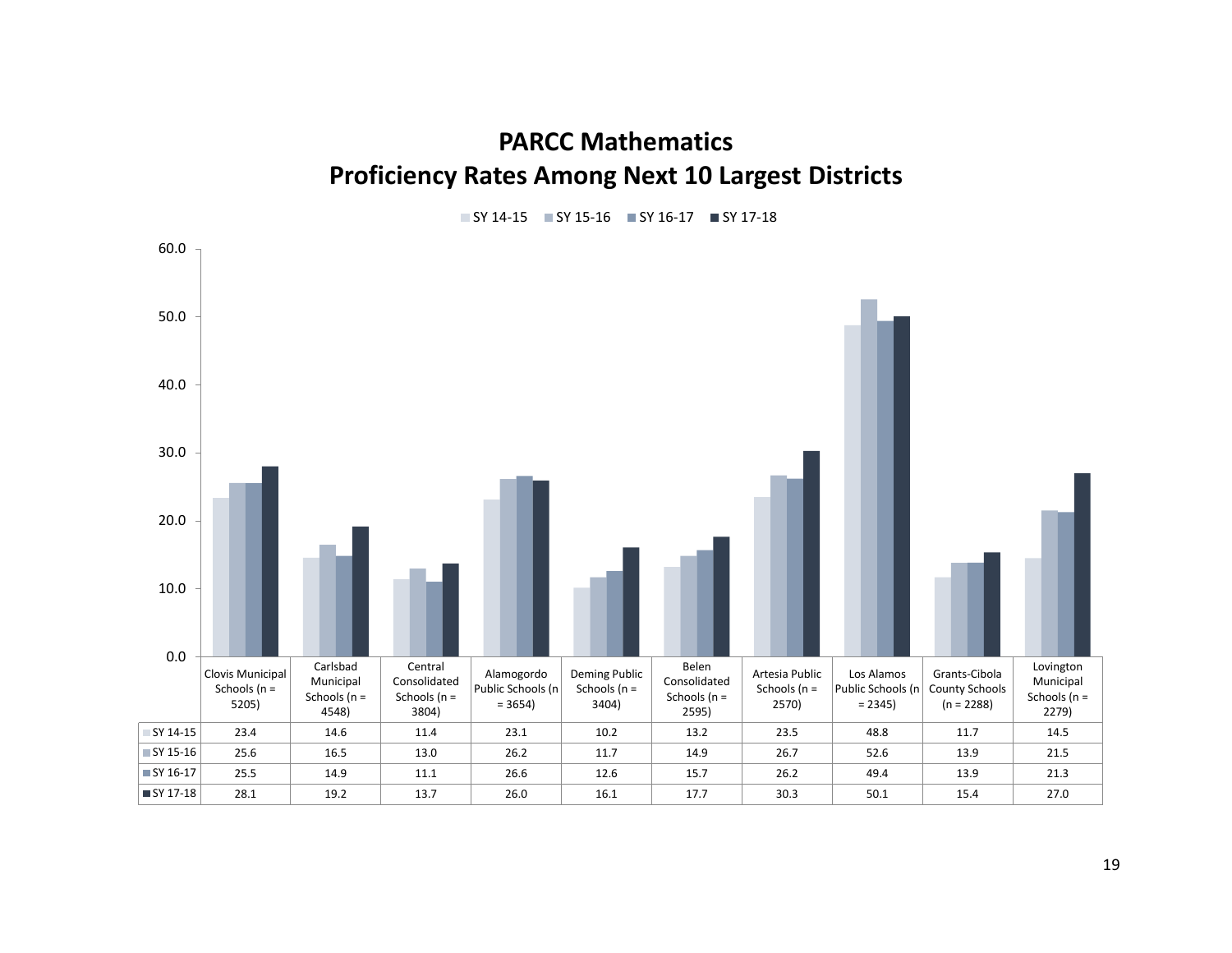# PARCC Mathematics
# Proficiency Rates Among Next 10 Largest Districts

| | Clovis Municipal Schools (n = 5205) | Carlsbad Municipal Schools (n = 4548) | Central Consolidated Schools (n = 3804) | Alamogordo Public Schools (n = 3654) | Deming Public Schools (n = 3404) | Belen Consolidated Schools (n = 2595) | Artesia Public Schools (n = 2570) | Los Alamos Public Schools (n = 2345) | Grants-Cibola County Schools (n = 2288) | Lovington Municipal Schools (n = 2279) |
|---|---|---|---|---|---|---|---|---|---|---|
| SY 14-15 | 23.4 | 14.6 | 11.4 | 23.1 | 10.2 | 13.2 | 23.5 | 48.8 | 11.7 | 14.5 |
| SY 15-16 | 25.6 | 16.5 | 13.0 | 26.2 | 11.7 | 14.9 | 26.7 | 52.6 | 13.9 | 21.5 |
| SY 16-17 | 25.5 | 14.9 | 11.1 | 26.6 | 12.6 | 15.7 | 26.2 | 49.4 | 13.9 | 21.3 |
| SY 17-18 | 28.1 | 19.2 | 13.7 | 26.0 | 16.1 | 17.7 | 30.3 | 50.1 | 15.4 | 27.0 |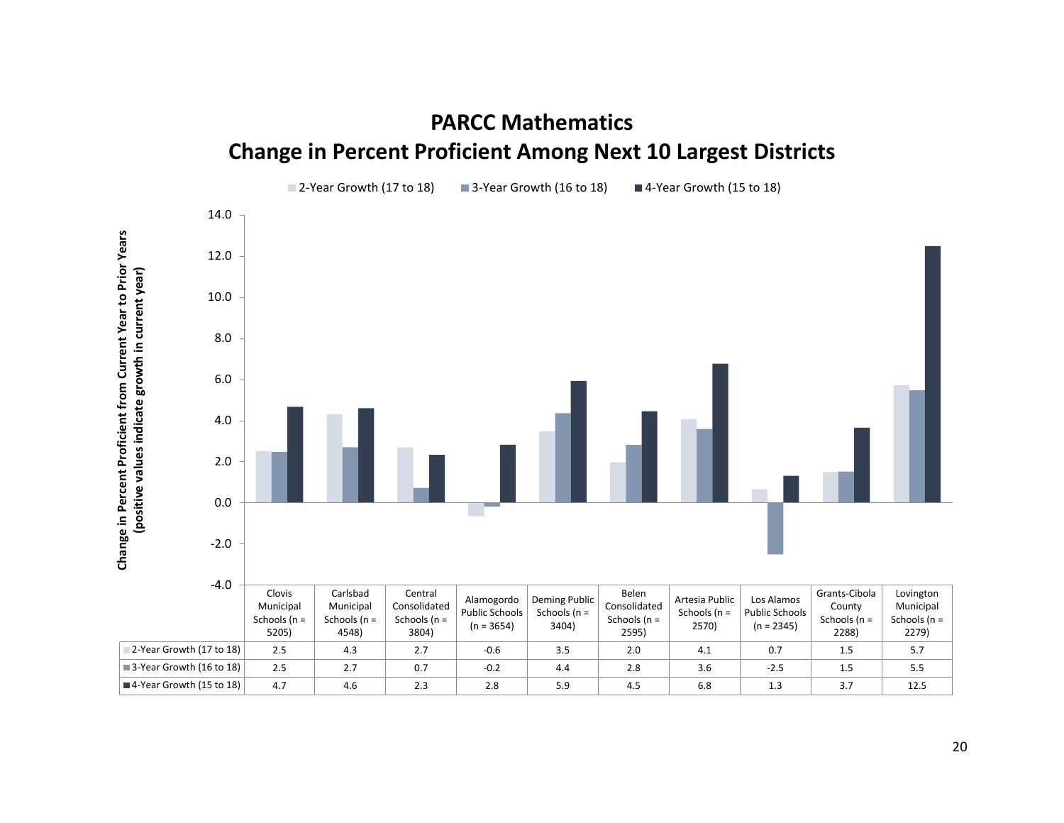## PARCC Mathematics
## Change in Percent Proficient Among Next 10 Largest Districts

Change in Percent Proficient from Current Year to Prior Years (positive values indicate growth in current year)

| | Clovis Municipal Schools (n = 5205) | Carlsbad Municipal Schools (n = 4548) | Central Consolidated Schools (n = 3804) | Alamogordo Public Schools (n = 3654) | Deming Public Schools (n = 3404) | Belen Consolidated Schools (n = 2595) | Artesia Public Schools (n = 2570) | Los Alamos Public Schools (n = 2345) | Grants-Cibola County Schools (n = 2288) | Lovington Municipal Schools (n = 2279) |
|---|---|---|---|---|---|---|---|---|---|---|
| 2-Year Growth (17 to 18) | 2.5 | 4.3 | 2.7 | -0.6 | 3.5 | 2.0 | 4.1 | 0.7 | 1.5 | 5.7 |
| 3-Year Growth (16 to 18) | 2.5 | 2.7 | 0.7 | -0.2 | 4.4 | 2.8 | 3.6 | -2.5 | 1.5 | 5.5 |
| 4-Year Growth (15 to 18) | 4.7 | 4.6 | 2.3 | 2.8 | 5.9 | 4.5 | 6.8 | 1.3 | 3.7 | 12.5 |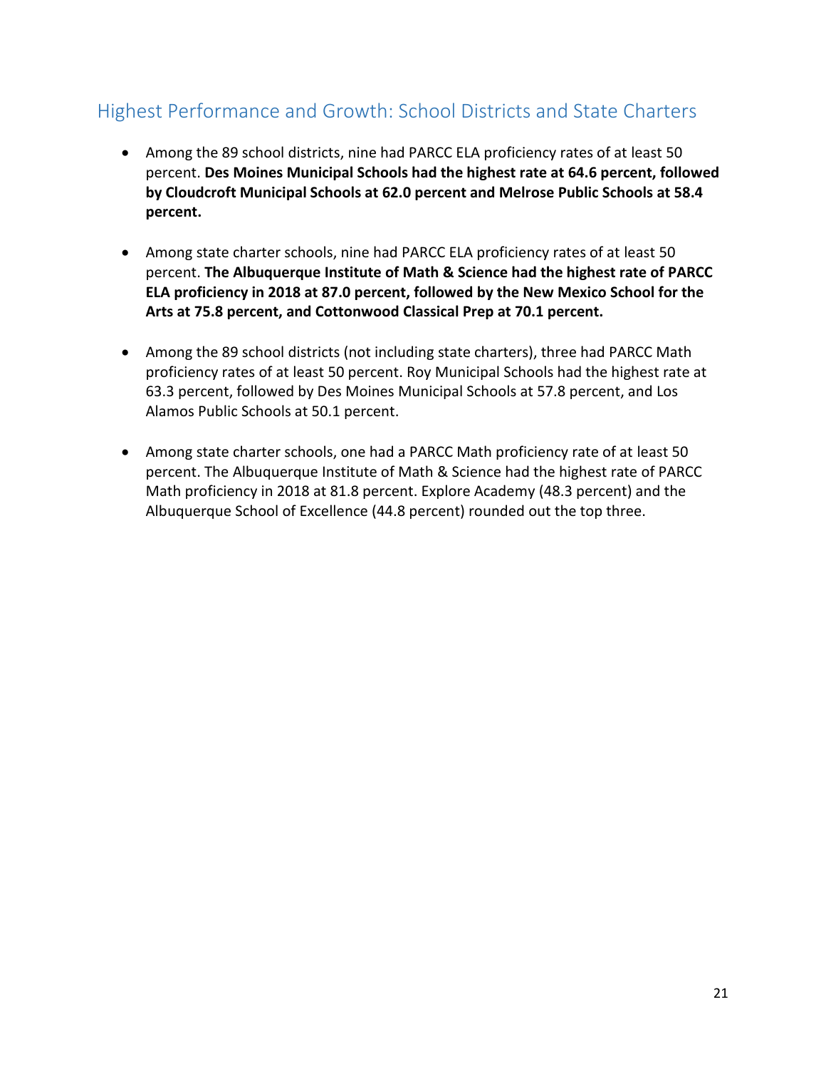## Highest Performance and Growth: School Districts and State Charters

- Among the 89 school districts, nine had PARCC ELA proficiency rates of at least 50 percent. **Des Moines Municipal Schools had the highest rate at 64.6 percent, followed by Cloudcroft Municipal Schools at 62.0 percent and Melrose Public Schools at 58.4 percent.**

- Among state charter schools, nine had PARCC ELA proficiency rates of at least 50 percent. **The Albuquerque Institute of Math & Science had the highest rate of PARCC ELA proficiency in 2018 at 87.0 percent, followed by the New Mexico School for the Arts at 75.8 percent, and Cottonwood Classical Prep at 70.1 percent.**

- Among the 89 school districts (not including state charters), three had PARCC Math proficiency rates of at least 50 percent. Roy Municipal Schools had the highest rate at 63.3 percent, followed by Des Moines Municipal Schools at 57.8 percent, and Los Alamos Public Schools at 50.1 percent.

- Among state charter schools, one had a PARCC Math proficiency rate of at least 50 percent. The Albuquerque Institute of Math & Science had the highest rate of PARCC Math proficiency in 2018 at 81.8 percent. Explore Academy (48.3 percent) and the Albuquerque School of Excellence (44.8 percent) rounded out the top three.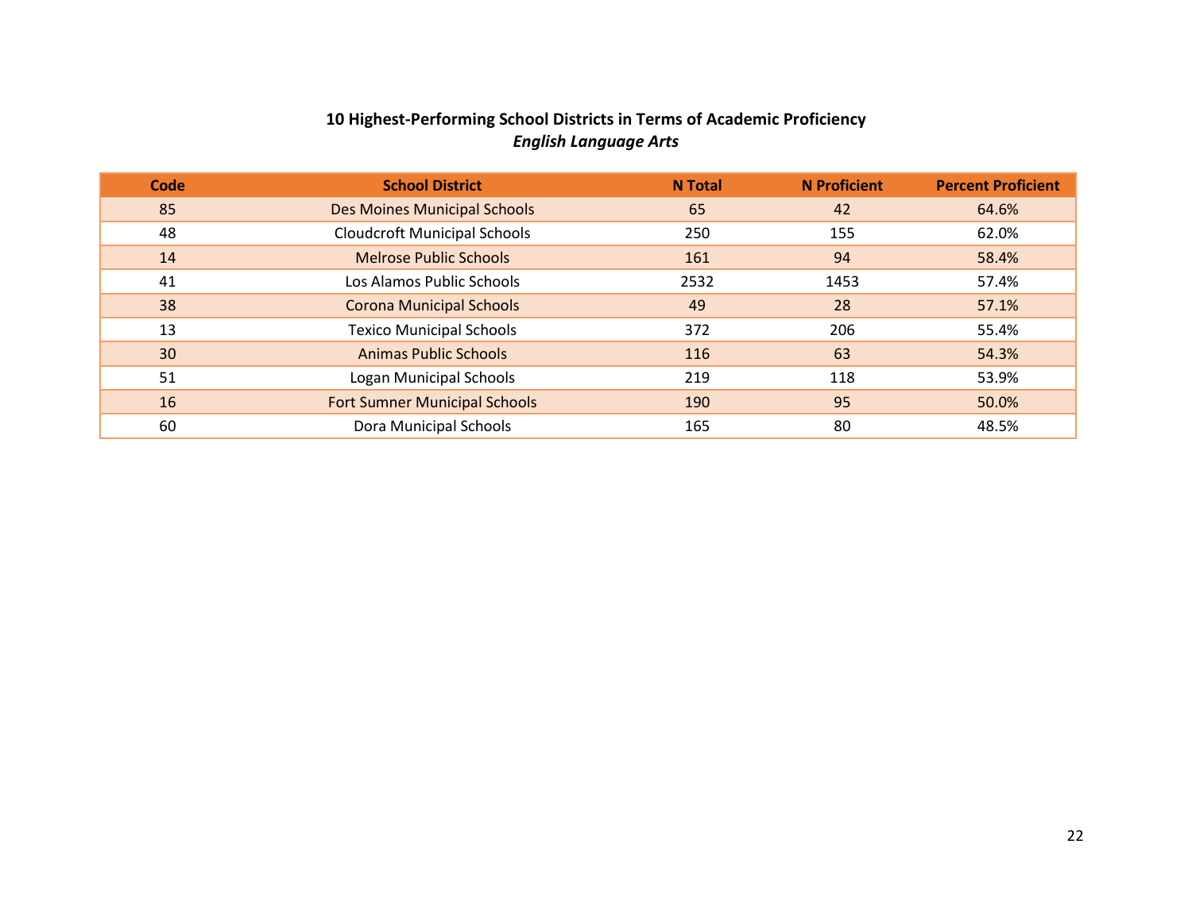**10 Highest-Performing School Districts in Terms of Academic Proficiency**
***English Language Arts***

| Code | School District | N Total | N Proficient | Percent Proficient |
|---|---|---|---|---|
| 85 | Des Moines Municipal Schools | 65 | 42 | 64.6% |
| 48 | Cloudcroft Municipal Schools | 250 | 155 | 62.0% |
| 14 | Melrose Public Schools | 161 | 94 | 58.4% |
| 41 | Los Alamos Public Schools | 2532 | 1453 | 57.4% |
| 38 | Corona Municipal Schools | 49 | 28 | 57.1% |
| 13 | Texico Municipal Schools | 372 | 206 | 55.4% |
| 30 | Animas Public Schools | 116 | 63 | 54.3% |
| 51 | Logan Municipal Schools | 219 | 118 | 53.9% |
| 16 | Fort Sumner Municipal Schools | 190 | 95 | 50.0% |
| 60 | Dora Municipal Schools | 165 | 80 | 48.5% |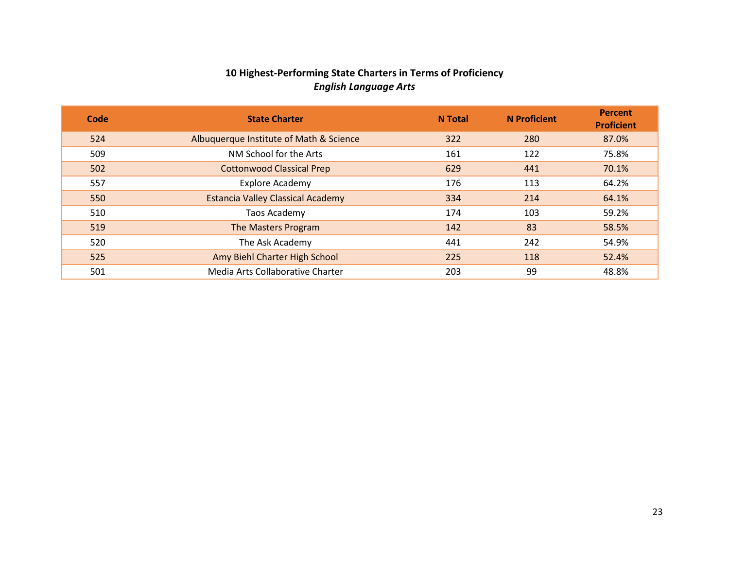**10 Highest-Performing State Charters in Terms of Proficiency**
***English Language Arts***

| Code | State Charter | N Total | N Proficient | Percent Proficient |
|---|---|---|---|---|
| 524 | Albuquerque Institute of Math & Science | 322 | 280 | 87.0% |
| 509 | NM School for the Arts | 161 | 122 | 75.8% |
| 502 | Cottonwood Classical Prep | 629 | 441 | 70.1% |
| 557 | Explore Academy | 176 | 113 | 64.2% |
| 550 | Estancia Valley Classical Academy | 334 | 214 | 64.1% |
| 510 | Taos Academy | 174 | 103 | 59.2% |
| 519 | The Masters Program | 142 | 83 | 58.5% |
| 520 | The Ask Academy | 441 | 242 | 54.9% |
| 525 | Amy Biehl Charter High School | 225 | 118 | 52.4% |
| 501 | Media Arts Collaborative Charter | 203 | 99 | 48.8% |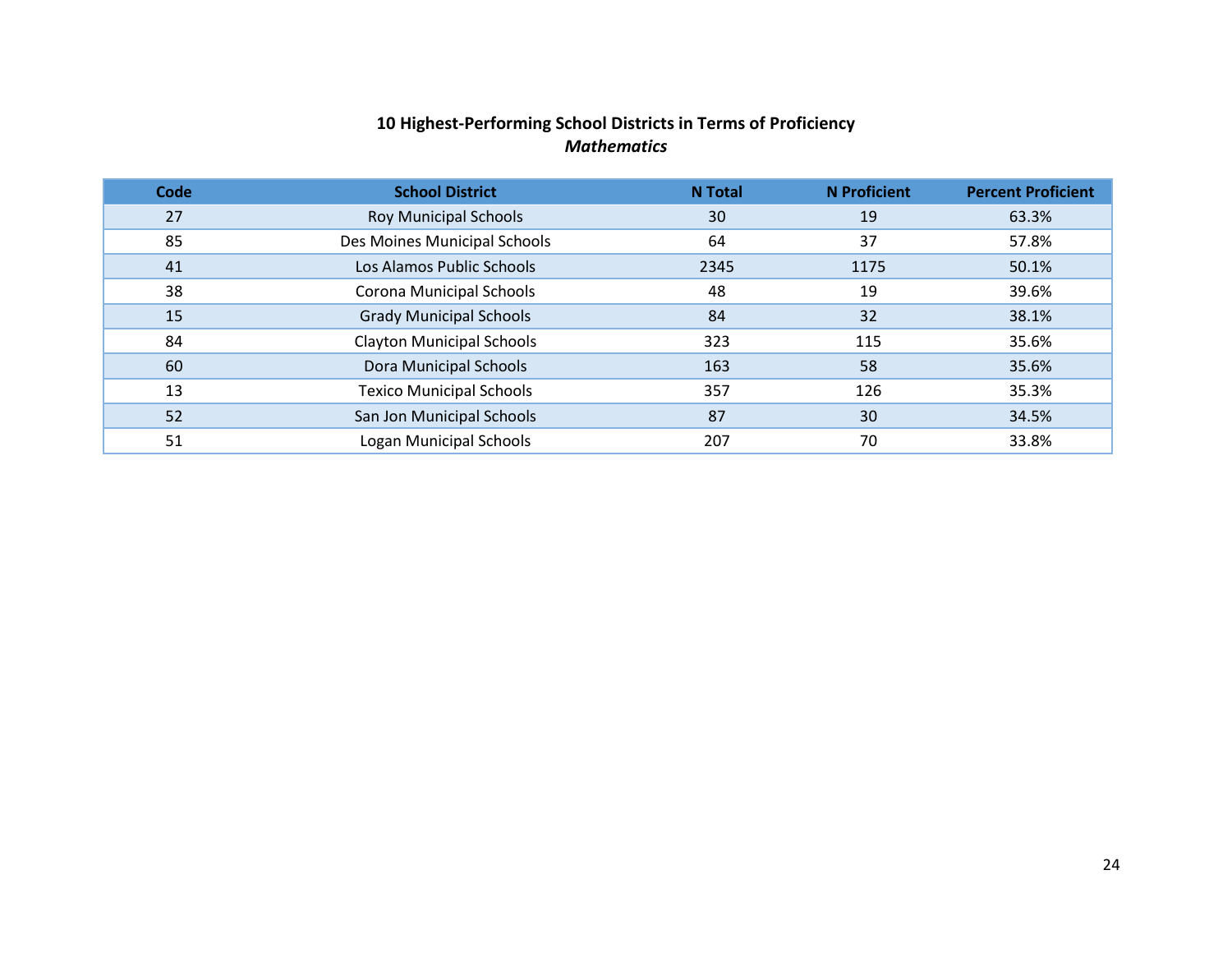**10 Highest-Performing School Districts in Terms of Proficiency**
*Mathematics*

| Code | School District | N Total | N Proficient | Percent Proficient |
|---|---|---|---|---|
| 27 | Roy Municipal Schools | 30 | 19 | 63.3% |
| 85 | Des Moines Municipal Schools | 64 | 37 | 57.8% |
| 41 | Los Alamos Public Schools | 2345 | 1175 | 50.1% |
| 38 | Corona Municipal Schools | 48 | 19 | 39.6% |
| 15 | Grady Municipal Schools | 84 | 32 | 38.1% |
| 84 | Clayton Municipal Schools | 323 | 115 | 35.6% |
| 60 | Dora Municipal Schools | 163 | 58 | 35.6% |
| 13 | Texico Municipal Schools | 357 | 126 | 35.3% |
| 52 | San Jon Municipal Schools | 87 | 30 | 34.5% |
| 51 | Logan Municipal Schools | 207 | 70 | 33.8% |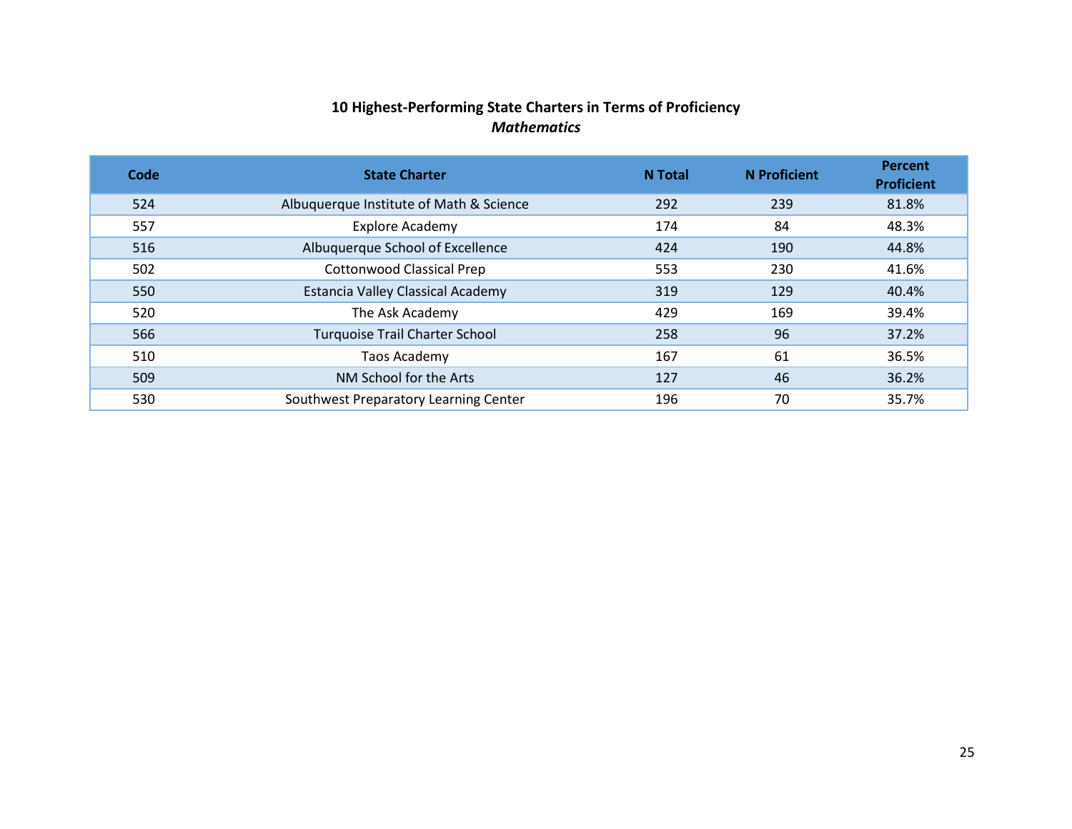## 10 Highest-Performing State Charters in Terms of Proficiency

### *Mathematics*

| Code | State Charter | N Total | N Proficient | Percent Proficient |
|---|---|---|---|---|
| 524 | Albuquerque Institute of Math & Science | 292 | 239 | 81.8% |
| 557 | Explore Academy | 174 | 84 | 48.3% |
| 516 | Albuquerque School of Excellence | 424 | 190 | 44.8% |
| 502 | Cottonwood Classical Prep | 553 | 230 | 41.6% |
| 550 | Estancia Valley Classical Academy | 319 | 129 | 40.4% |
| 520 | The Ask Academy | 429 | 169 | 39.4% |
| 566 | Turquoise Trail Charter School | 258 | 96 | 37.2% |
| 510 | Taos Academy | 167 | 61 | 36.5% |
| 509 | NM School for the Arts | 127 | 46 | 36.2% |
| 530 | Southwest Preparatory Learning Center | 196 | 70 | 35.7% |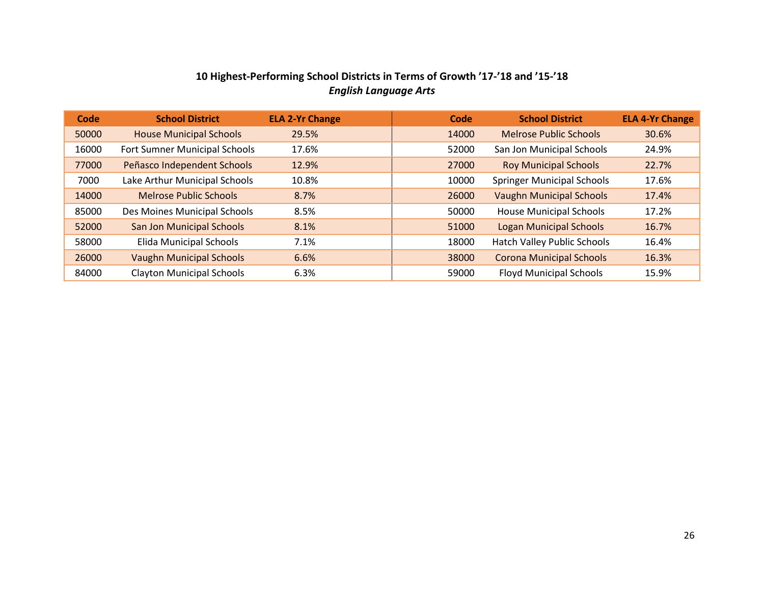**10 Highest-Performing School Districts in Terms of Growth '17-'18 and '15-'18**
***English Language Arts***

| Code | School District | ELA 2-Yr Change | Code | School District | ELA 4-Yr Change |
|---|---|---|---|---|---|
| 50000 | House Municipal Schools | 29.5% | 14000 | Melrose Public Schools | 30.6% |
| 16000 | Fort Sumner Municipal Schools | 17.6% | 52000 | San Jon Municipal Schools | 24.9% |
| 77000 | Peñasco Independent Schools | 12.9% | 27000 | Roy Municipal Schools | 22.7% |
| 7000 | Lake Arthur Municipal Schools | 10.8% | 10000 | Springer Municipal Schools | 17.6% |
| 14000 | Melrose Public Schools | 8.7% | 26000 | Vaughn Municipal Schools | 17.4% |
| 85000 | Des Moines Municipal Schools | 8.5% | 50000 | House Municipal Schools | 17.2% |
| 52000 | San Jon Municipal Schools | 8.1% | 51000 | Logan Municipal Schools | 16.7% |
| 58000 | Elida Municipal Schools | 7.1% | 18000 | Hatch Valley Public Schools | 16.4% |
| 26000 | Vaughn Municipal Schools | 6.6% | 38000 | Corona Municipal Schools | 16.3% |
| 84000 | Clayton Municipal Schools | 6.3% | 59000 | Floyd Municipal Schools | 15.9% |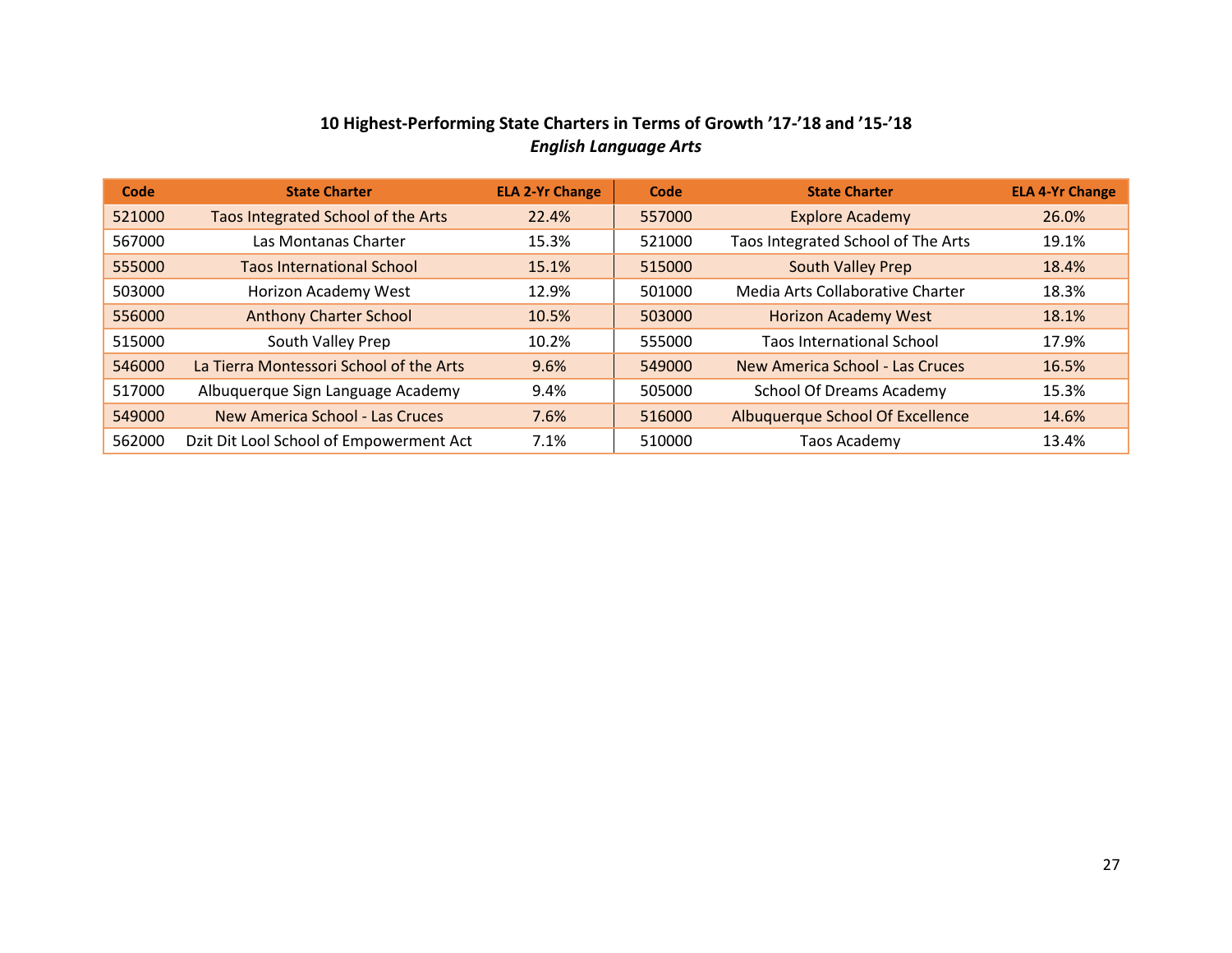**10 Highest-Performing State Charters in Terms of Growth ’17-’18 and ’15-’18**

***English Language Arts***

| Code | State Charter | ELA 2-Yr Change | Code | State Charter | ELA 4-Yr Change |
|---|---|---|---|---|---|
| 521000 | Taos Integrated School of the Arts | 22.4% | 557000 | Explore Academy | 26.0% |
| 567000 | Las Montanas Charter | 15.3% | 521000 | Taos Integrated School of The Arts | 19.1% |
| 555000 | Taos International School | 15.1% | 515000 | South Valley Prep | 18.4% |
| 503000 | Horizon Academy West | 12.9% | 501000 | Media Arts Collaborative Charter | 18.3% |
| 556000 | Anthony Charter School | 10.5% | 503000 | Horizon Academy West | 18.1% |
| 515000 | South Valley Prep | 10.2% | 555000 | Taos International School | 17.9% |
| 546000 | La Tierra Montessori School of the Arts | 9.6% | 549000 | New America School - Las Cruces | 16.5% |
| 517000 | Albuquerque Sign Language Academy | 9.4% | 505000 | School Of Dreams Academy | 15.3% |
| 549000 | New America School - Las Cruces | 7.6% | 516000 | Albuquerque School Of Excellence | 14.6% |
| 562000 | Dzit Dit Lool School of Empowerment Act | 7.1% | 510000 | Taos Academy | 13.4% |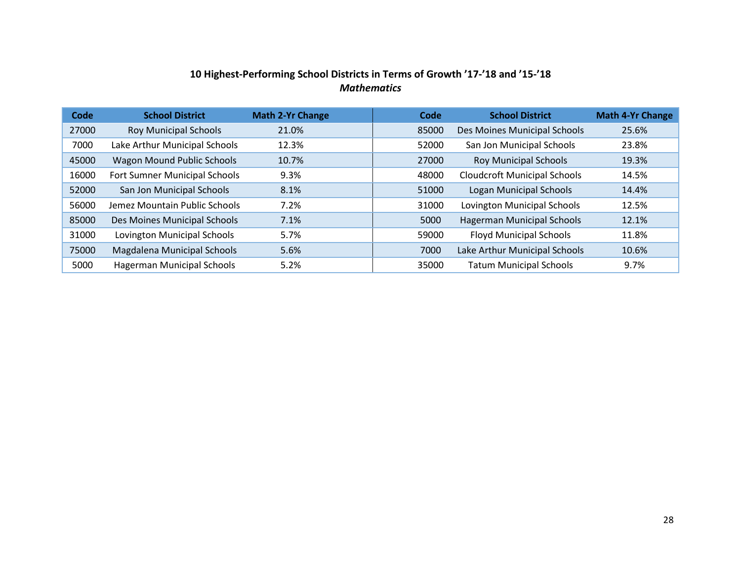**10 Highest-Performing School Districts in Terms of Growth '17-'18 and '15-'18**
***Mathematics***

| Code | School District | Math 2-Yr Change | Code | School District | Math 4-Yr Change |
|---|---|---|---|---|---|
| 27000 | Roy Municipal Schools | 21.0% | 85000 | Des Moines Municipal Schools | 25.6% |
| 7000 | Lake Arthur Municipal Schools | 12.3% | 52000 | San Jon Municipal Schools | 23.8% |
| 45000 | Wagon Mound Public Schools | 10.7% | 27000 | Roy Municipal Schools | 19.3% |
| 16000 | Fort Sumner Municipal Schools | 9.3% | 48000 | Cloudcroft Municipal Schools | 14.5% |
| 52000 | San Jon Municipal Schools | 8.1% | 51000 | Logan Municipal Schools | 14.4% |
| 56000 | Jemez Mountain Public Schools | 7.2% | 31000 | Lovington Municipal Schools | 12.5% |
| 85000 | Des Moines Municipal Schools | 7.1% | 5000 | Hagerman Municipal Schools | 12.1% |
| 31000 | Lovington Municipal Schools | 5.7% | 59000 | Floyd Municipal Schools | 11.8% |
| 75000 | Magdalena Municipal Schools | 5.6% | 7000 | Lake Arthur Municipal Schools | 10.6% |
| 5000 | Hagerman Municipal Schools | 5.2% | 35000 | Tatum Municipal Schools | 9.7% |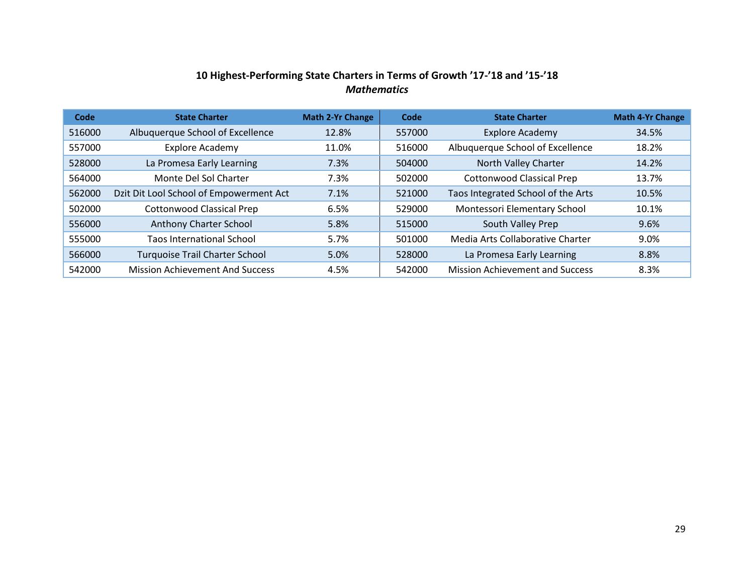**10 Highest-Performing State Charters in Terms of Growth ’17-’18 and ’15-’18**
***Mathematics***

| Code | State Charter | Math 2-Yr Change | Code | State Charter | Math 4-Yr Change |
|---|---|---|---|---|---|
| 516000 | Albuquerque School of Excellence | 12.8% | 557000 | Explore Academy | 34.5% |
| 557000 | Explore Academy | 11.0% | 516000 | Albuquerque School of Excellence | 18.2% |
| 528000 | La Promesa Early Learning | 7.3% | 504000 | North Valley Charter | 14.2% |
| 564000 | Monte Del Sol Charter | 7.3% | 502000 | Cottonwood Classical Prep | 13.7% |
| 562000 | Dzit Dit Lool School of Empowerment Act | 7.1% | 521000 | Taos Integrated School of the Arts | 10.5% |
| 502000 | Cottonwood Classical Prep | 6.5% | 529000 | Montessori Elementary School | 10.1% |
| 556000 | Anthony Charter School | 5.8% | 515000 | South Valley Prep | 9.6% |
| 555000 | Taos International School | 5.7% | 501000 | Media Arts Collaborative Charter | 9.0% |
| 566000 | Turquoise Trail Charter School | 5.0% | 528000 | La Promesa Early Learning | 8.8% |
| 542000 | Mission Achievement And Success | 4.5% | 542000 | Mission Achievement and Success | 8.3% |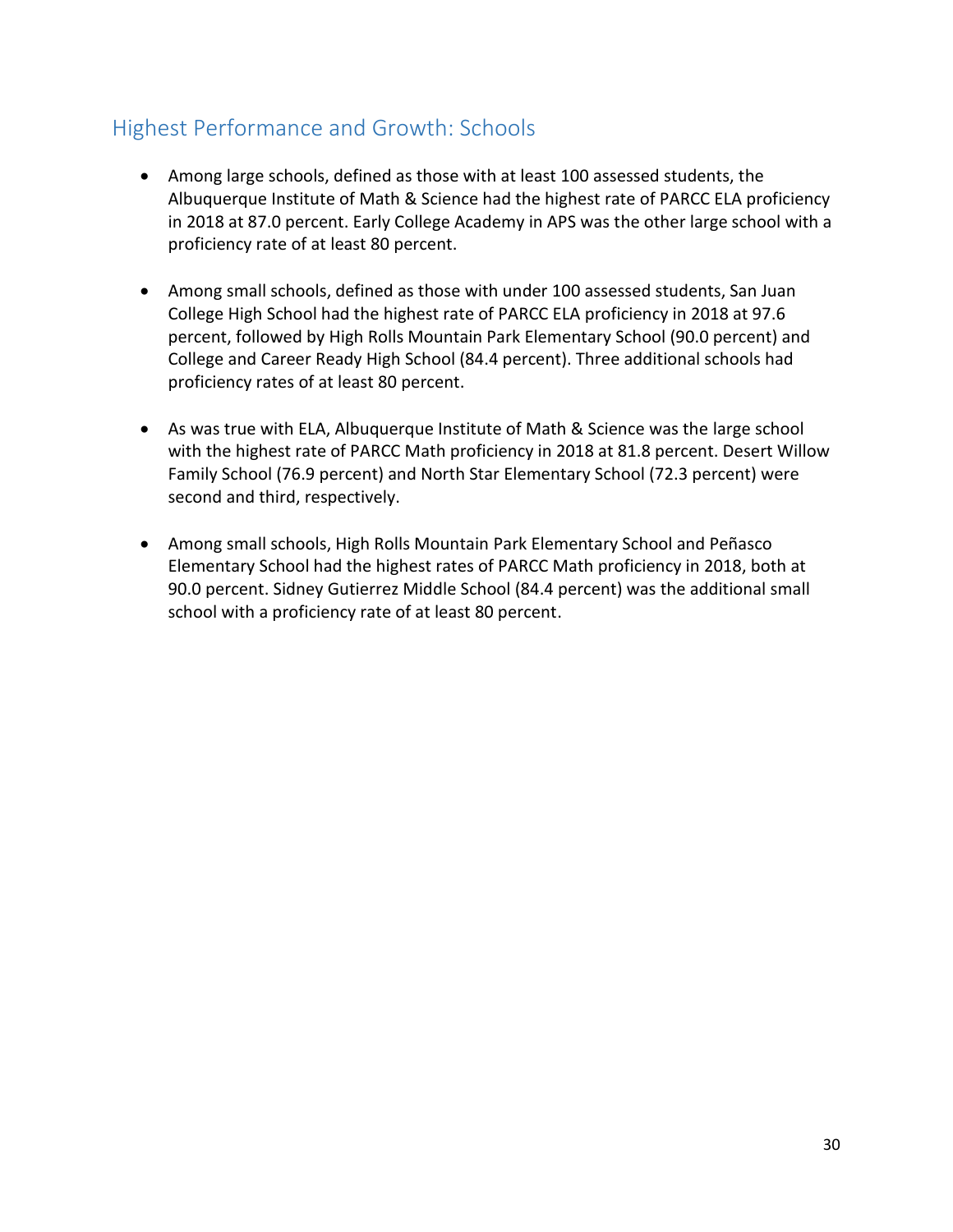## Highest Performance and Growth: Schools

- Among large schools, defined as those with at least 100 assessed students, the Albuquerque Institute of Math & Science had the highest rate of PARCC ELA proficiency in 2018 at 87.0 percent. Early College Academy in APS was the other large school with a proficiency rate of at least 80 percent.

- Among small schools, defined as those with under 100 assessed students, San Juan College High School had the highest rate of PARCC ELA proficiency in 2018 at 97.6 percent, followed by High Rolls Mountain Park Elementary School (90.0 percent) and College and Career Ready High School (84.4 percent). Three additional schools had proficiency rates of at least 80 percent.

- As was true with ELA, Albuquerque Institute of Math & Science was the large school with the highest rate of PARCC Math proficiency in 2018 at 81.8 percent. Desert Willow Family School (76.9 percent) and North Star Elementary School (72.3 percent) were second and third, respectively.

- Among small schools, High Rolls Mountain Park Elementary School and Peñasco Elementary School had the highest rates of PARCC Math proficiency in 2018, both at 90.0 percent. Sidney Gutierrez Middle School (84.4 percent) was the additional small school with a proficiency rate of at least 80 percent.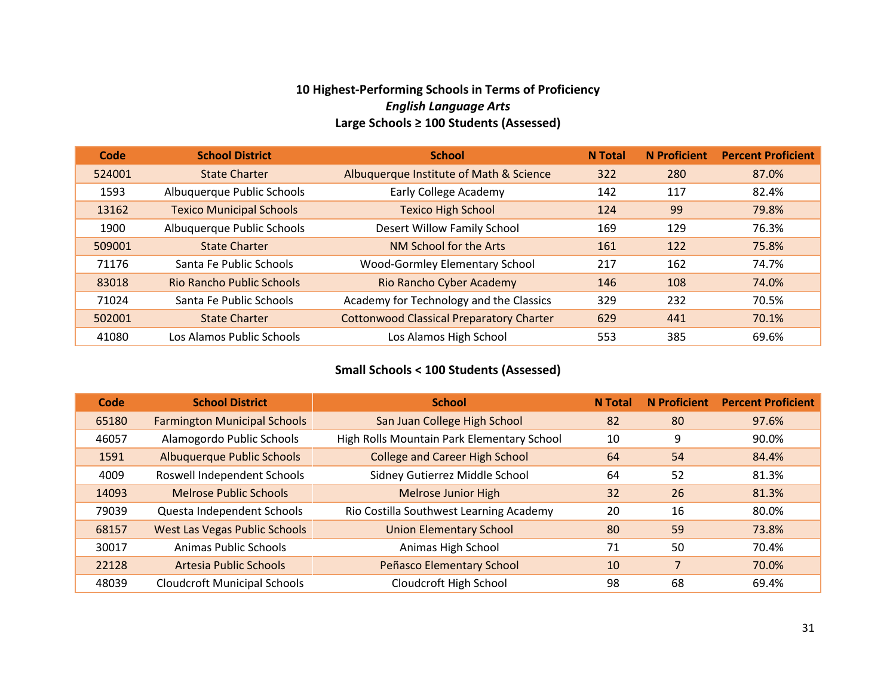## 10 Highest-Performing Schools in Terms of Proficiency

### *English Language Arts*

### Large Schools ≥ 100 Students (Assessed)

| Code | School District | School | N Total | N Proficient | Percent Proficient |
|---|---|---|---|---|---|
| 524001 | State Charter | Albuquerque Institute of Math & Science | 322 | 280 | 87.0% |
| 1593 | Albuquerque Public Schools | Early College Academy | 142 | 117 | 82.4% |
| 13162 | Texico Municipal Schools | Texico High School | 124 | 99 | 79.8% |
| 1900 | Albuquerque Public Schools | Desert Willow Family School | 169 | 129 | 76.3% |
| 509001 | State Charter | NM School for the Arts | 161 | 122 | 75.8% |
| 71176 | Santa Fe Public Schools | Wood-Gormley Elementary School | 217 | 162 | 74.7% |
| 83018 | Rio Rancho Public Schools | Rio Rancho Cyber Academy | 146 | 108 | 74.0% |
| 71024 | Santa Fe Public Schools | Academy for Technology and the Classics | 329 | 232 | 70.5% |
| 502001 | State Charter | Cottonwood Classical Preparatory Charter | 629 | 441 | 70.1% |
| 41080 | Los Alamos Public Schools | Los Alamos High School | 553 | 385 | 69.6% |

### Small Schools < 100 Students (Assessed)

| Code | School District | School | N Total | N Proficient | Percent Proficient |
|---|---|---|---|---|---|
| 65180 | Farmington Municipal Schools | San Juan College High School | 82 | 80 | 97.6% |
| 46057 | Alamogordo Public Schools | High Rolls Mountain Park Elementary School | 10 | 9 | 90.0% |
| 1591 | Albuquerque Public Schools | College and Career High School | 64 | 54 | 84.4% |
| 4009 | Roswell Independent Schools | Sidney Gutierrez Middle School | 64 | 52 | 81.3% |
| 14093 | Melrose Public Schools | Melrose Junior High | 32 | 26 | 81.3% |
| 79039 | Questa Independent Schools | Rio Costilla Southwest Learning Academy | 20 | 16 | 80.0% |
| 68157 | West Las Vegas Public Schools | Union Elementary School | 80 | 59 | 73.8% |
| 30017 | Animas Public Schools | Animas High School | 71 | 50 | 70.4% |
| 22128 | Artesia Public Schools | Peñasco Elementary School | 10 | 7 | 70.0% |
| 48039 | Cloudcroft Municipal Schools | Cloudcroft High School | 98 | 68 | 69.4% |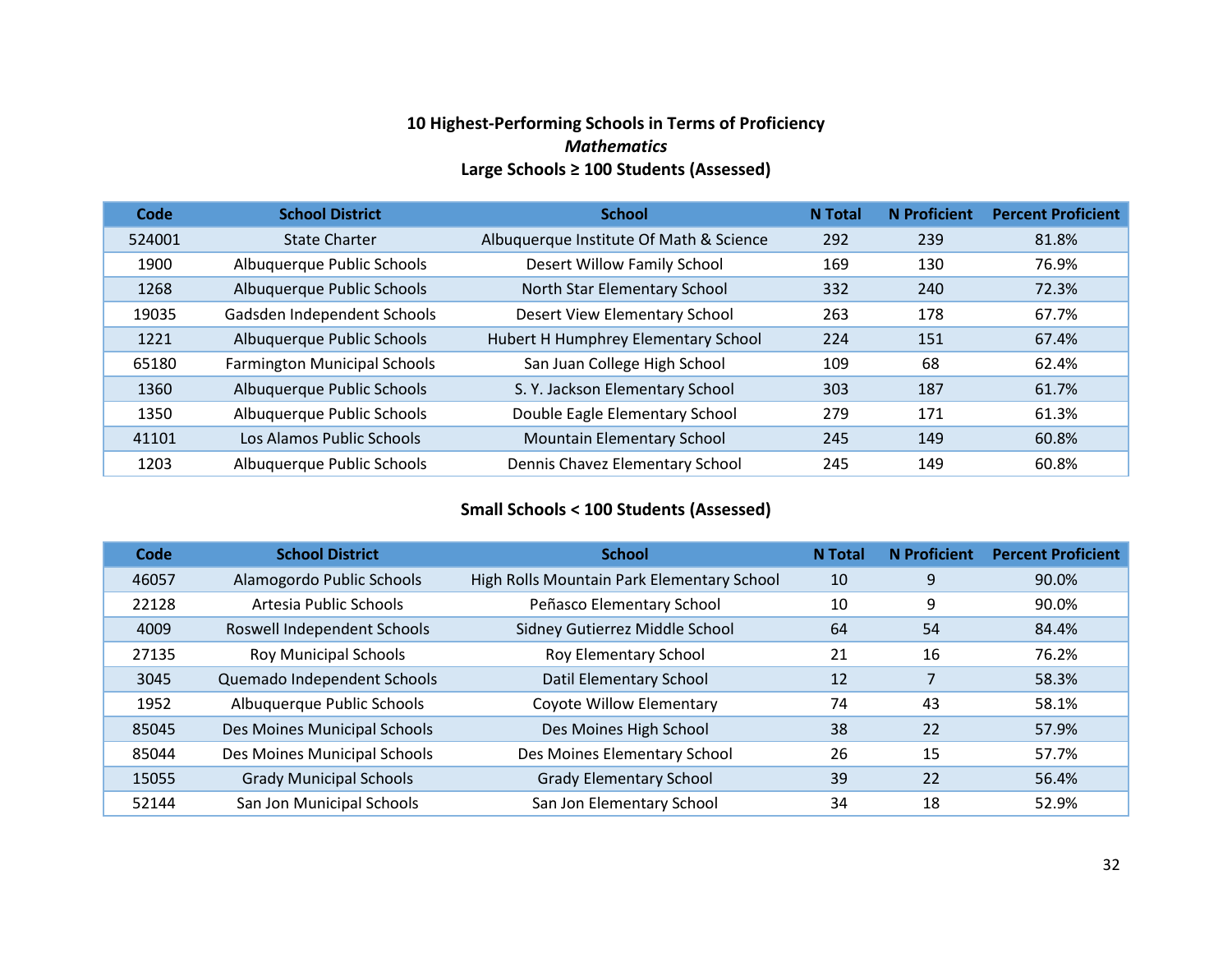## 10 Highest-Performing Schools in Terms of Proficiency

### *Mathematics*

### Large Schools ≥ 100 Students (Assessed)

| Code | School District | School | N Total | N Proficient | Percent Proficient |
|---|---|---|---|---|---|
| 524001 | State Charter | Albuquerque Institute Of Math & Science | 292 | 239 | 81.8% |
| 1900 | Albuquerque Public Schools | Desert Willow Family School | 169 | 130 | 76.9% |
| 1268 | Albuquerque Public Schools | North Star Elementary School | 332 | 240 | 72.3% |
| 19035 | Gadsden Independent Schools | Desert View Elementary School | 263 | 178 | 67.7% |
| 1221 | Albuquerque Public Schools | Hubert H Humphrey Elementary School | 224 | 151 | 67.4% |
| 65180 | Farmington Municipal Schools | San Juan College High School | 109 | 68 | 62.4% |
| 1360 | Albuquerque Public Schools | S. Y. Jackson Elementary School | 303 | 187 | 61.7% |
| 1350 | Albuquerque Public Schools | Double Eagle Elementary School | 279 | 171 | 61.3% |
| 41101 | Los Alamos Public Schools | Mountain Elementary School | 245 | 149 | 60.8% |
| 1203 | Albuquerque Public Schools | Dennis Chavez Elementary School | 245 | 149 | 60.8% |

### Small Schools < 100 Students (Assessed)

| Code | School District | School | N Total | N Proficient | Percent Proficient |
|---|---|---|---|---|---|
| 46057 | Alamogordo Public Schools | High Rolls Mountain Park Elementary School | 10 | 9 | 90.0% |
| 22128 | Artesia Public Schools | Peñasco Elementary School | 10 | 9 | 90.0% |
| 4009 | Roswell Independent Schools | Sidney Gutierrez Middle School | 64 | 54 | 84.4% |
| 27135 | Roy Municipal Schools | Roy Elementary School | 21 | 16 | 76.2% |
| 3045 | Quemado Independent Schools | Datil Elementary School | 12 | 7 | 58.3% |
| 1952 | Albuquerque Public Schools | Coyote Willow Elementary | 74 | 43 | 58.1% |
| 85045 | Des Moines Municipal Schools | Des Moines High School | 38 | 22 | 57.9% |
| 85044 | Des Moines Municipal Schools | Des Moines Elementary School | 26 | 15 | 57.7% |
| 15055 | Grady Municipal Schools | Grady Elementary School | 39 | 22 | 56.4% |
| 52144 | San Jon Municipal Schools | San Jon Elementary School | 34 | 18 | 52.9% |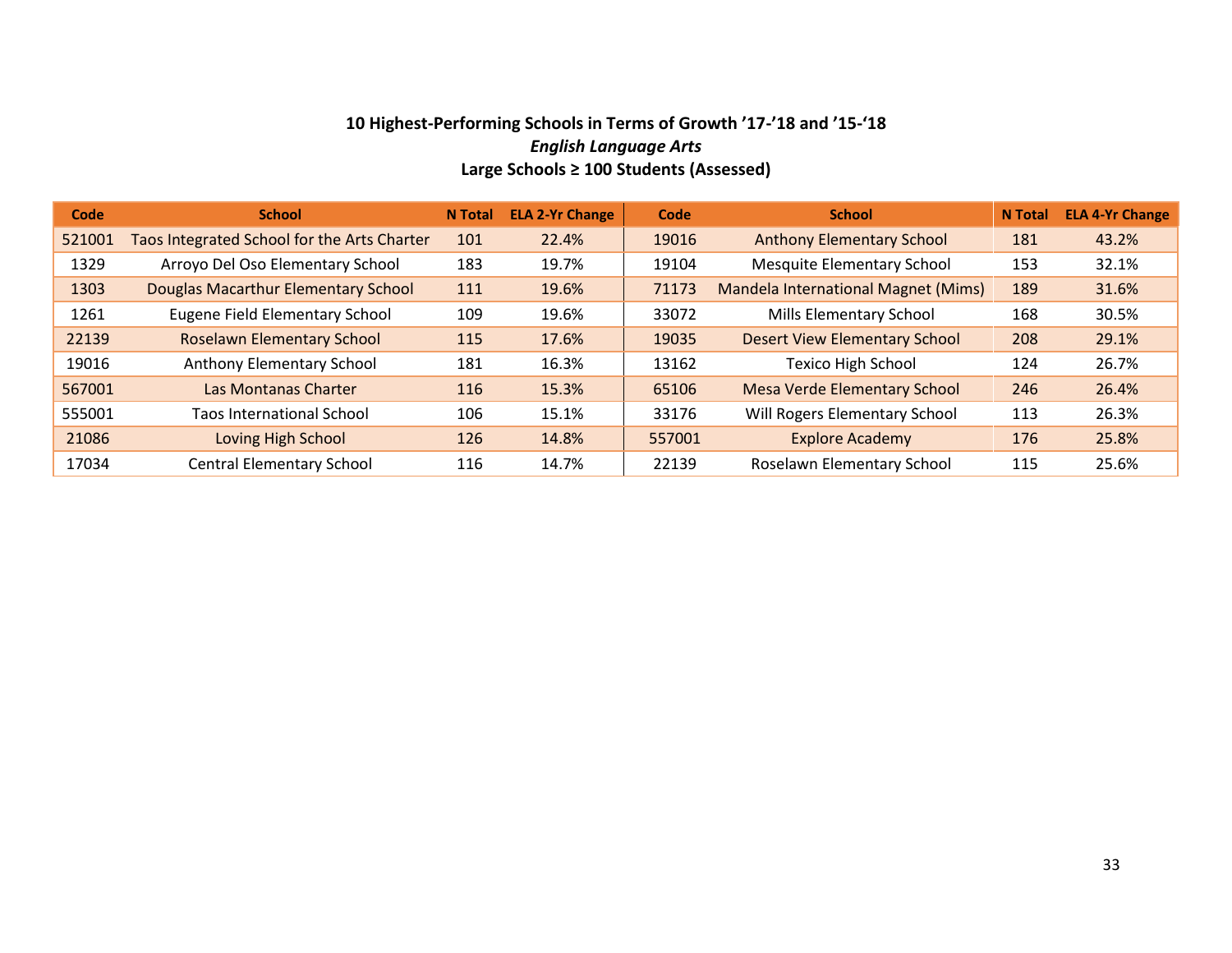**10 Highest-Performing Schools in Terms of Growth ’17-’18 and ’15-‘18**
*English Language Arts*
**Large Schools ≥ 100 Students (Assessed)**

| Code | School | N Total | ELA 2-Yr Change | Code | School | N Total | ELA 4-Yr Change |
|---|---|---|---|---|---|---|---|
| 521001 | Taos Integrated School for the Arts Charter | 101 | 22.4% | 19016 | Anthony Elementary School | 181 | 43.2% |
| 1329 | Arroyo Del Oso Elementary School | 183 | 19.7% | 19104 | Mesquite Elementary School | 153 | 32.1% |
| 1303 | Douglas Macarthur Elementary School | 111 | 19.6% | 71173 | Mandela International Magnet (Mims) | 189 | 31.6% |
| 1261 | Eugene Field Elementary School | 109 | 19.6% | 33072 | Mills Elementary School | 168 | 30.5% |
| 22139 | Roselawn Elementary School | 115 | 17.6% | 19035 | Desert View Elementary School | 208 | 29.1% |
| 19016 | Anthony Elementary School | 181 | 16.3% | 13162 | Texico High School | 124 | 26.7% |
| 567001 | Las Montanas Charter | 116 | 15.3% | 65106 | Mesa Verde Elementary School | 246 | 26.4% |
| 555001 | Taos International School | 106 | 15.1% | 33176 | Will Rogers Elementary School | 113 | 26.3% |
| 21086 | Loving High School | 126 | 14.8% | 557001 | Explore Academy | 176 | 25.8% |
| 17034 | Central Elementary School | 116 | 14.7% | 22139 | Roselawn Elementary School | 115 | 25.6% |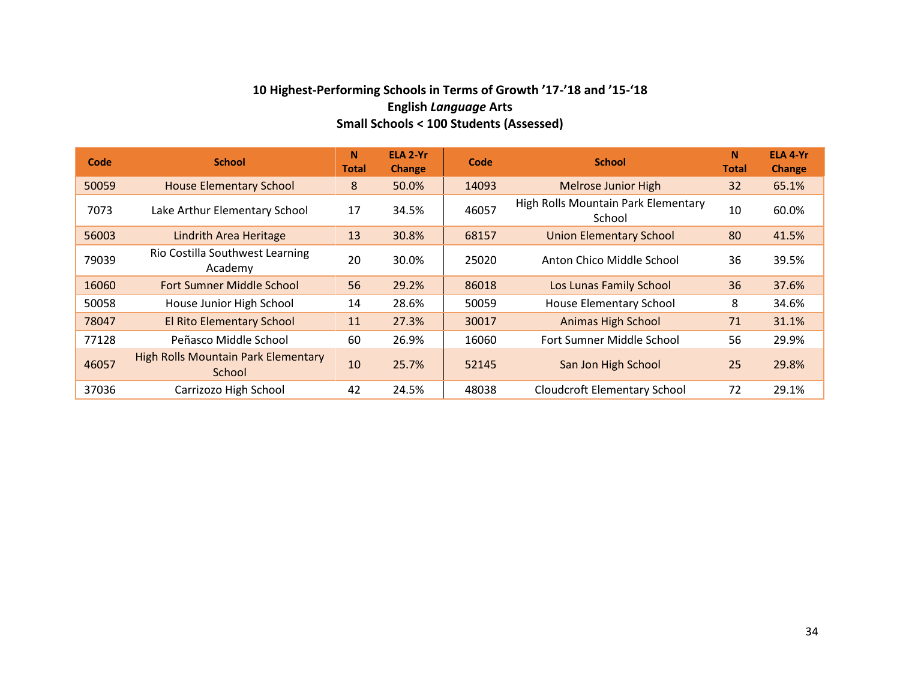**10 Highest-Performing Schools in Terms of Growth ’17-’18 and ’15-‘18**
**English *Language* Arts**
**Small Schools < 100 Students (Assessed)**

| Code | School | N Total | ELA 2-Yr Change | Code | School | N Total | ELA 4-Yr Change |
|---|---|---|---|---|---|---|---|
| 50059 | House Elementary School | 8 | 50.0% | 14093 | Melrose Junior High | 32 | 65.1% |
| 7073 | Lake Arthur Elementary School | 17 | 34.5% | 46057 | High Rolls Mountain Park Elementary School | 10 | 60.0% |
| 56003 | Lindrith Area Heritage | 13 | 30.8% | 68157 | Union Elementary School | 80 | 41.5% |
| 79039 | Rio Costilla Southwest Learning Academy | 20 | 30.0% | 25020 | Anton Chico Middle School | 36 | 39.5% |
| 16060 | Fort Sumner Middle School | 56 | 29.2% | 86018 | Los Lunas Family School | 36 | 37.6% |
| 50058 | House Junior High School | 14 | 28.6% | 50059 | House Elementary School | 8 | 34.6% |
| 78047 | El Rito Elementary School | 11 | 27.3% | 30017 | Animas High School | 71 | 31.1% |
| 77128 | Peñasco Middle School | 60 | 26.9% | 16060 | Fort Sumner Middle School | 56 | 29.9% |
| 46057 | High Rolls Mountain Park Elementary School | 10 | 25.7% | 52145 | San Jon High School | 25 | 29.8% |
| 37036 | Carrizozo High School | 42 | 24.5% | 48038 | Cloudcroft Elementary School | 72 | 29.1% |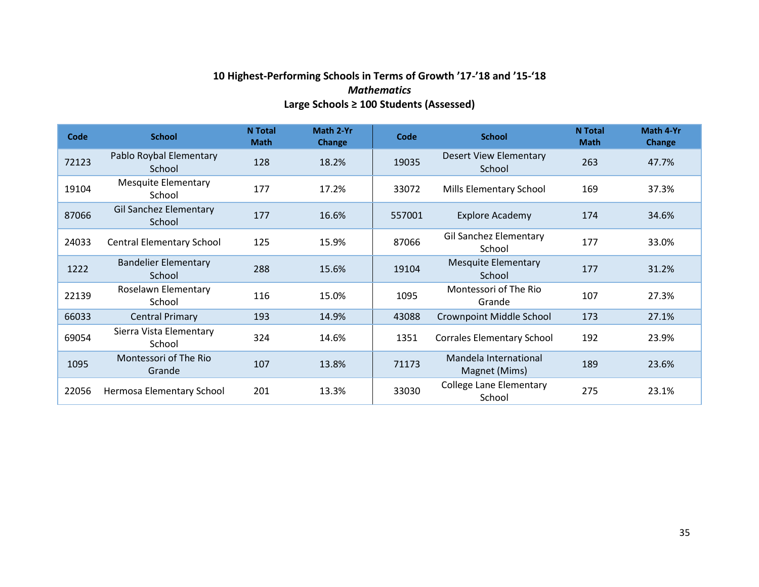**10 Highest-Performing Schools in Terms of Growth '17-'18 and '15-'18**

***Mathematics***

**Large Schools ≥ 100 Students (Assessed)**

| Code | School | N Total Math | Math 2-Yr Change | Code | School | N Total Math | Math 4-Yr Change |
|---|---|---|---|---|---|---|---|
| 72123 | Pablo Roybal Elementary School | 128 | 18.2% | 19035 | Desert View Elementary School | 263 | 47.7% |
| 19104 | Mesquite Elementary School | 177 | 17.2% | 33072 | Mills Elementary School | 169 | 37.3% |
| 87066 | Gil Sanchez Elementary School | 177 | 16.6% | 557001 | Explore Academy | 174 | 34.6% |
| 24033 | Central Elementary School | 125 | 15.9% | 87066 | Gil Sanchez Elementary School | 177 | 33.0% |
| 1222 | Bandelier Elementary School | 288 | 15.6% | 19104 | Mesquite Elementary School | 177 | 31.2% |
| 22139 | Roselawn Elementary School | 116 | 15.0% | 1095 | Montessori of The Rio Grande | 107 | 27.3% |
| 66033 | Central Primary | 193 | 14.9% | 43088 | Crownpoint Middle School | 173 | 27.1% |
| 69054 | Sierra Vista Elementary School | 324 | 14.6% | 1351 | Corrales Elementary School | 192 | 23.9% |
| 1095 | Montessori of The Rio Grande | 107 | 13.8% | 71173 | Mandela International Magnet (Mims) | 189 | 23.6% |
| 22056 | Hermosa Elementary School | 201 | 13.3% | 33030 | College Lane Elementary School | 275 | 23.1% |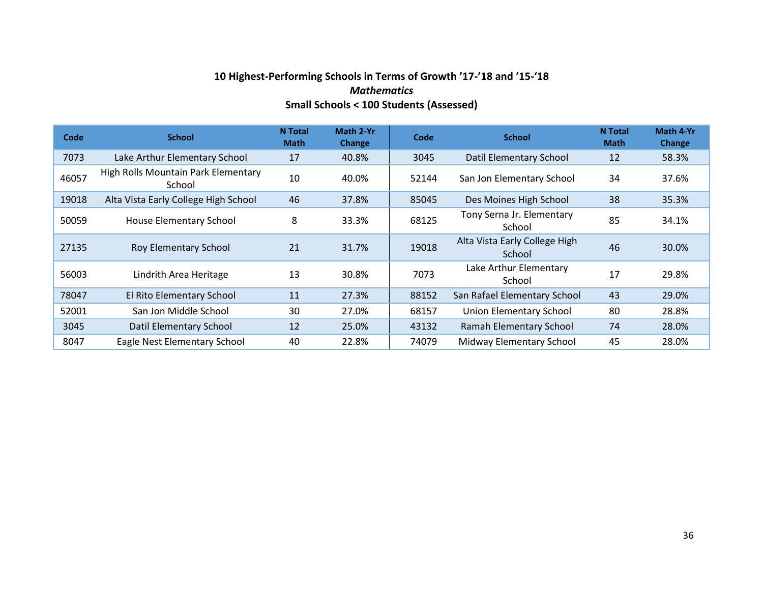**10 Highest-Performing Schools in Terms of Growth '17-'18 and '15-'18**

***Mathematics***

**Small Schools < 100 Students (Assessed)**

| Code | School | N Total Math | Math 2-Yr Change | Code | School | N Total Math | Math 4-Yr Change |
|---|---|---|---|---|---|---|---|
| 7073 | Lake Arthur Elementary School | 17 | 40.8% | 3045 | Datil Elementary School | 12 | 58.3% |
| 46057 | High Rolls Mountain Park Elementary School | 10 | 40.0% | 52144 | San Jon Elementary School | 34 | 37.6% |
| 19018 | Alta Vista Early College High School | 46 | 37.8% | 85045 | Des Moines High School | 38 | 35.3% |
| 50059 | House Elementary School | 8 | 33.3% | 68125 | Tony Serna Jr. Elementary School | 85 | 34.1% |
| 27135 | Roy Elementary School | 21 | 31.7% | 19018 | Alta Vista Early College High School | 46 | 30.0% |
| 56003 | Lindrith Area Heritage | 13 | 30.8% | 7073 | Lake Arthur Elementary School | 17 | 29.8% |
| 78047 | El Rito Elementary School | 11 | 27.3% | 88152 | San Rafael Elementary School | 43 | 29.0% |
| 52001 | San Jon Middle School | 30 | 27.0% | 68157 | Union Elementary School | 80 | 28.8% |
| 3045 | Datil Elementary School | 12 | 25.0% | 43132 | Ramah Elementary School | 74 | 28.0% |
| 8047 | Eagle Nest Elementary School | 40 | 22.8% | 74079 | Midway Elementary School | 45 | 28.0% |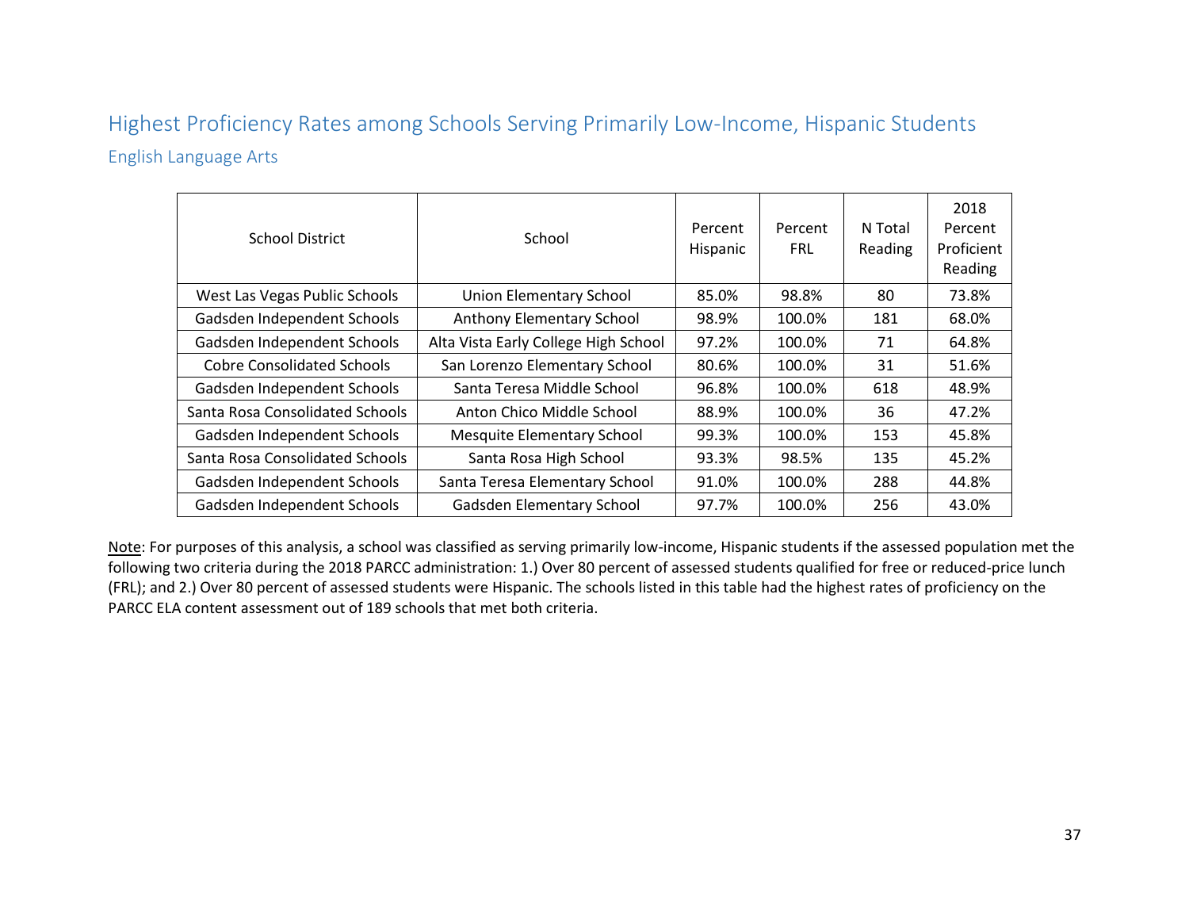## Highest Proficiency Rates among Schools Serving Primarily Low-Income, Hispanic Students

### English Language Arts

| School District | School | Percent Hispanic | Percent FRL | N Total Reading | 2018 Percent Proficient Reading |
|---|---|---|---|---|---|
| West Las Vegas Public Schools | Union Elementary School | 85.0% | 98.8% | 80 | 73.8% |
| Gadsden Independent Schools | Anthony Elementary School | 98.9% | 100.0% | 181 | 68.0% |
| Gadsden Independent Schools | Alta Vista Early College High School | 97.2% | 100.0% | 71 | 64.8% |
| Cobre Consolidated Schools | San Lorenzo Elementary School | 80.6% | 100.0% | 31 | 51.6% |
| Gadsden Independent Schools | Santa Teresa Middle School | 96.8% | 100.0% | 618 | 48.9% |
| Santa Rosa Consolidated Schools | Anton Chico Middle School | 88.9% | 100.0% | 36 | 47.2% |
| Gadsden Independent Schools | Mesquite Elementary School | 99.3% | 100.0% | 153 | 45.8% |
| Santa Rosa Consolidated Schools | Santa Rosa High School | 93.3% | 98.5% | 135 | 45.2% |
| Gadsden Independent Schools | Santa Teresa Elementary School | 91.0% | 100.0% | 288 | 44.8% |
| Gadsden Independent Schools | Gadsden Elementary School | 97.7% | 100.0% | 256 | 43.0% |

Note: For purposes of this analysis, a school was classified as serving primarily low-income, Hispanic students if the assessed population met the following two criteria during the 2018 PARCC administration: 1.) Over 80 percent of assessed students qualified for free or reduced-price lunch (FRL); and 2.) Over 80 percent of assessed students were Hispanic. The schools listed in this table had the highest rates of proficiency on the PARCC ELA content assessment out of 189 schools that met both criteria.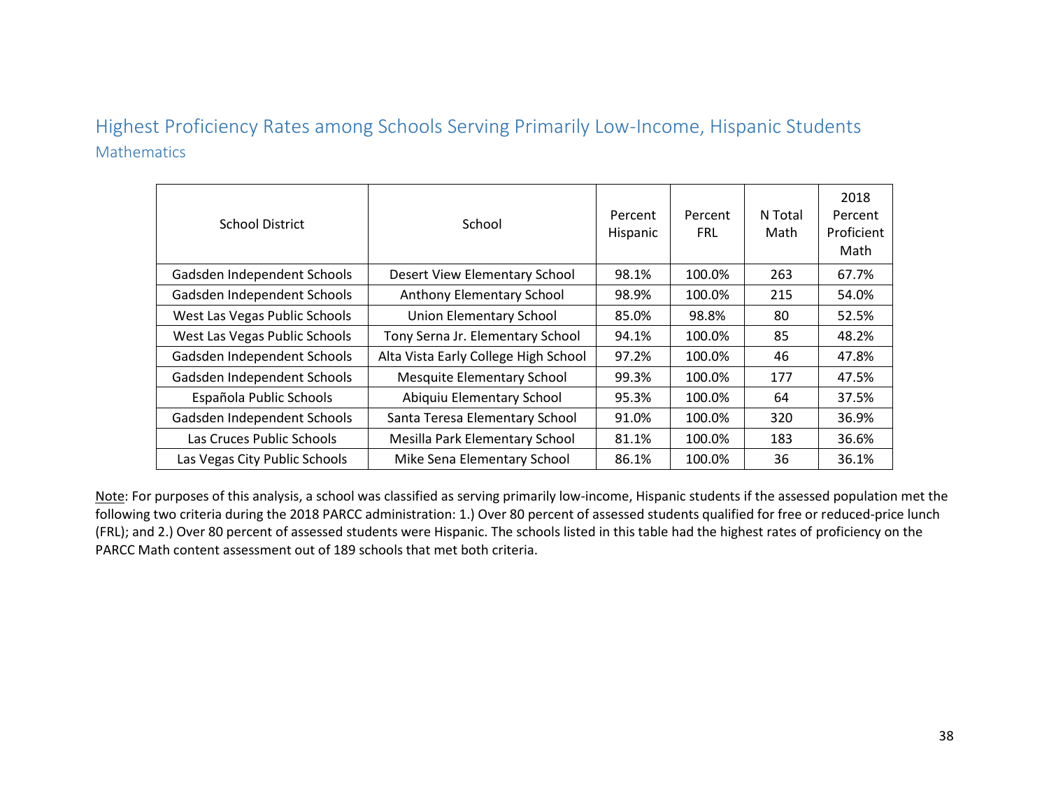## Highest Proficiency Rates among Schools Serving Primarily Low-Income, Hispanic Students

### Mathematics

| School District | School | Percent Hispanic | Percent FRL | N Total Math | 2018 Percent Proficient Math |
|---|---|---|---|---|---|
| Gadsden Independent Schools | Desert View Elementary School | 98.1% | 100.0% | 263 | 67.7% |
| Gadsden Independent Schools | Anthony Elementary School | 98.9% | 100.0% | 215 | 54.0% |
| West Las Vegas Public Schools | Union Elementary School | 85.0% | 98.8% | 80 | 52.5% |
| West Las Vegas Public Schools | Tony Serna Jr. Elementary School | 94.1% | 100.0% | 85 | 48.2% |
| Gadsden Independent Schools | Alta Vista Early College High School | 97.2% | 100.0% | 46 | 47.8% |
| Gadsden Independent Schools | Mesquite Elementary School | 99.3% | 100.0% | 177 | 47.5% |
| Española Public Schools | Abiquiu Elementary School | 95.3% | 100.0% | 64 | 37.5% |
| Gadsden Independent Schools | Santa Teresa Elementary School | 91.0% | 100.0% | 320 | 36.9% |
| Las Cruces Public Schools | Mesilla Park Elementary School | 81.1% | 100.0% | 183 | 36.6% |
| Las Vegas City Public Schools | Mike Sena Elementary School | 86.1% | 100.0% | 36 | 36.1% |

Note: For purposes of this analysis, a school was classified as serving primarily low-income, Hispanic students if the assessed population met the following two criteria during the 2018 PARCC administration: 1.) Over 80 percent of assessed students qualified for free or reduced-price lunch (FRL); and 2.) Over 80 percent of assessed students were Hispanic. The schools listed in this table had the highest rates of proficiency on the PARCC Math content assessment out of 189 schools that met both criteria.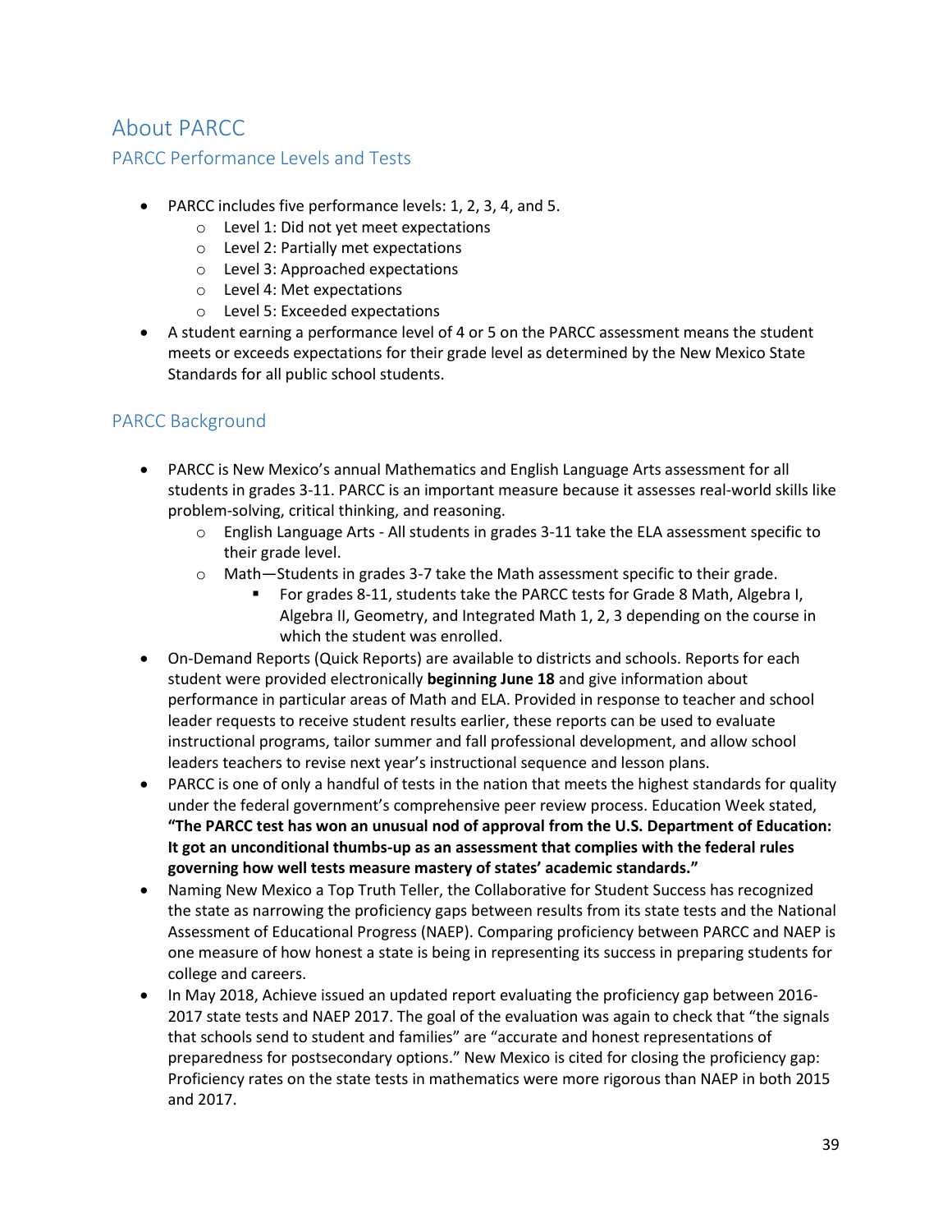# About PARCC

## PARCC Performance Levels and Tests

- PARCC includes five performance levels: 1, 2, 3, 4, and 5.
    - Level 1: Did not yet meet expectations
    - Level 2: Partially met expectations
    - Level 3: Approached expectations
    - Level 4: Met expectations
    - Level 5: Exceeded expectations
- A student earning a performance level of 4 or 5 on the PARCC assessment means the student meets or exceeds expectations for their grade level as determined by the New Mexico State Standards for all public school students.

## PARCC Background

- PARCC is New Mexico's annual Mathematics and English Language Arts assessment for all students in grades 3-11. PARCC is an important measure because it assesses real-world skills like problem-solving, critical thinking, and reasoning.
    - English Language Arts - All students in grades 3-11 take the ELA assessment specific to their grade level.
    - Math—Students in grades 3-7 take the Math assessment specific to their grade.
        - For grades 8-11, students take the PARCC tests for Grade 8 Math, Algebra I, Algebra II, Geometry, and Integrated Math 1, 2, 3 depending on the course in which the student was enrolled.
- On-Demand Reports (Quick Reports) are available to districts and schools. Reports for each student were provided electronically **beginning June 18** and give information about performance in particular areas of Math and ELA. Provided in response to teacher and school leader requests to receive student results earlier, these reports can be used to evaluate instructional programs, tailor summer and fall professional development, and allow school leaders teachers to revise next year's instructional sequence and lesson plans.
- PARCC is one of only a handful of tests in the nation that meets the highest standards for quality under the federal government's comprehensive peer review process. Education Week stated, **"The PARCC test has won an unusual nod of approval from the U.S. Department of Education: It got an unconditional thumbs-up as an assessment that complies with the federal rules governing how well tests measure mastery of states' academic standards."**
- Naming New Mexico a Top Truth Teller, the Collaborative for Student Success has recognized the state as narrowing the proficiency gaps between results from its state tests and the National Assessment of Educational Progress (NAEP). Comparing proficiency between PARCC and NAEP is one measure of how honest a state is being in representing its success in preparing students for college and careers.
- In May 2018, Achieve issued an updated report evaluating the proficiency gap between 2016-2017 state tests and NAEP 2017. The goal of the evaluation was again to check that "the signals that schools send to student and families" are "accurate and honest representations of preparedness for postsecondary options." New Mexico is cited for closing the proficiency gap: Proficiency rates on the state tests in mathematics were more rigorous than NAEP in both 2015 and 2017.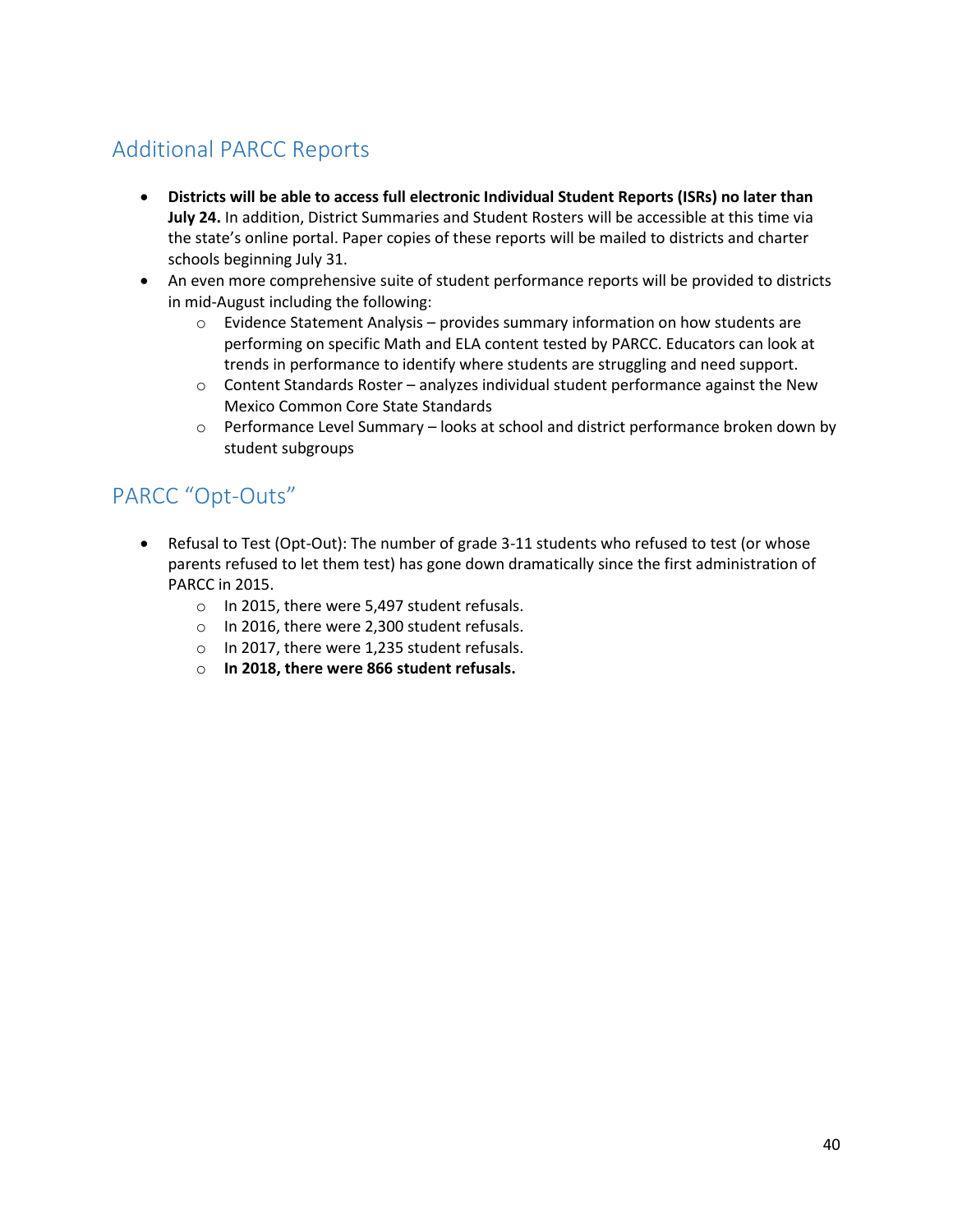## Additional PARCC Reports

- **Districts will be able to access full electronic Individual Student Reports (ISRs) no later than July 24.** In addition, District Summaries and Student Rosters will be accessible at this time via the state's online portal. Paper copies of these reports will be mailed to districts and charter schools beginning July 31.
- An even more comprehensive suite of student performance reports will be provided to districts in mid-August including the following:
  - Evidence Statement Analysis – provides summary information on how students are performing on specific Math and ELA content tested by PARCC. Educators can look at trends in performance to identify where students are struggling and need support.
  - Content Standards Roster – analyzes individual student performance against the New Mexico Common Core State Standards
  - Performance Level Summary – looks at school and district performance broken down by student subgroups

## PARCC "Opt-Outs"

- Refusal to Test (Opt-Out): The number of grade 3-11 students who refused to test (or whose parents refused to let them test) has gone down dramatically since the first administration of PARCC in 2015.
  - In 2015, there were 5,497 student refusals.
  - In 2016, there were 2,300 student refusals.
  - In 2017, there were 1,235 student refusals.
  - **In 2018, there were 866 student refusals.**